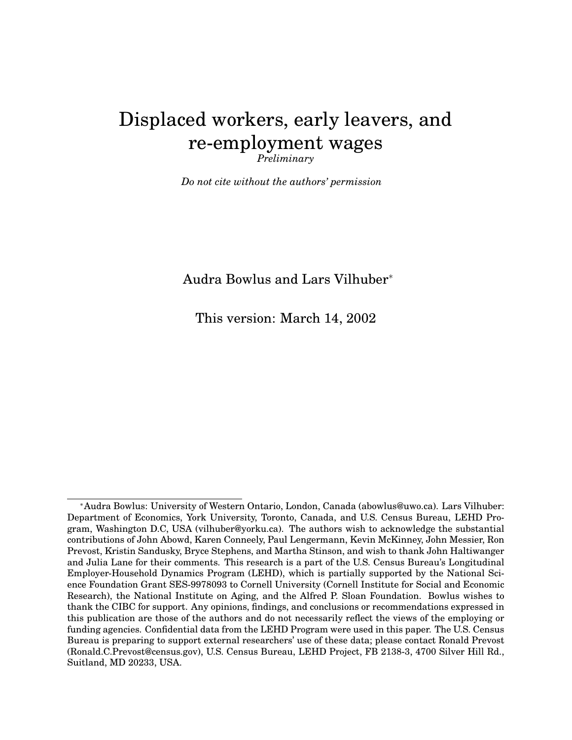# Displaced workers, early leavers, and re-employment wages

*Preliminary*

*Do not cite without the authors' permission*

Audra Bowlus and Lars Vilhuber*

This version: March 14, 2002

---

*Audra Bowlus: University of Western Ontario, London, Canada (abowlus@uwo.ca). Lars Vilhuber: Department of Economics, York University, Toronto, Canada, and U.S. Census Bureau, LEHD Program, Washington D.C, USA (vilhuber@yorku.ca). The authors wish to acknowledge the substantial contributions of John Abowd, Karen Conneely, Paul Lengermann, Kevin McKinney, John Messier, Ron Prevost, Kristin Sandusky, Bryce Stephens, and Martha Stinson, and wish to thank John Haltiwanger and Julia Lane for their comments. This research is a part of the U.S. Census Bureau's Longitudinal Employer-Household Dynamics Program (LEHD), which is partially supported by the National Science Foundation Grant SES-9978093 to Cornell University (Cornell Institute for Social and Economic Research), the National Institute on Aging, and the Alfred P. Sloan Foundation. Bowlus wishes to thank the CIBC for support. Any opinions, findings, and conclusions or recommendations expressed in this publication are those of the authors and do not necessarily reflect the views of the employing or funding agencies. Confidential data from the LEHD Program were used in this paper. The U.S. Census Bureau is preparing to support external researchers' use of these data; please contact Ronald Prevost (Ronald.C.Prevost@census.gov), U.S. Census Bureau, LEHD Project, FB 2138-3, 4700 Silver Hill Rd., Suitland, MD 20233, USA.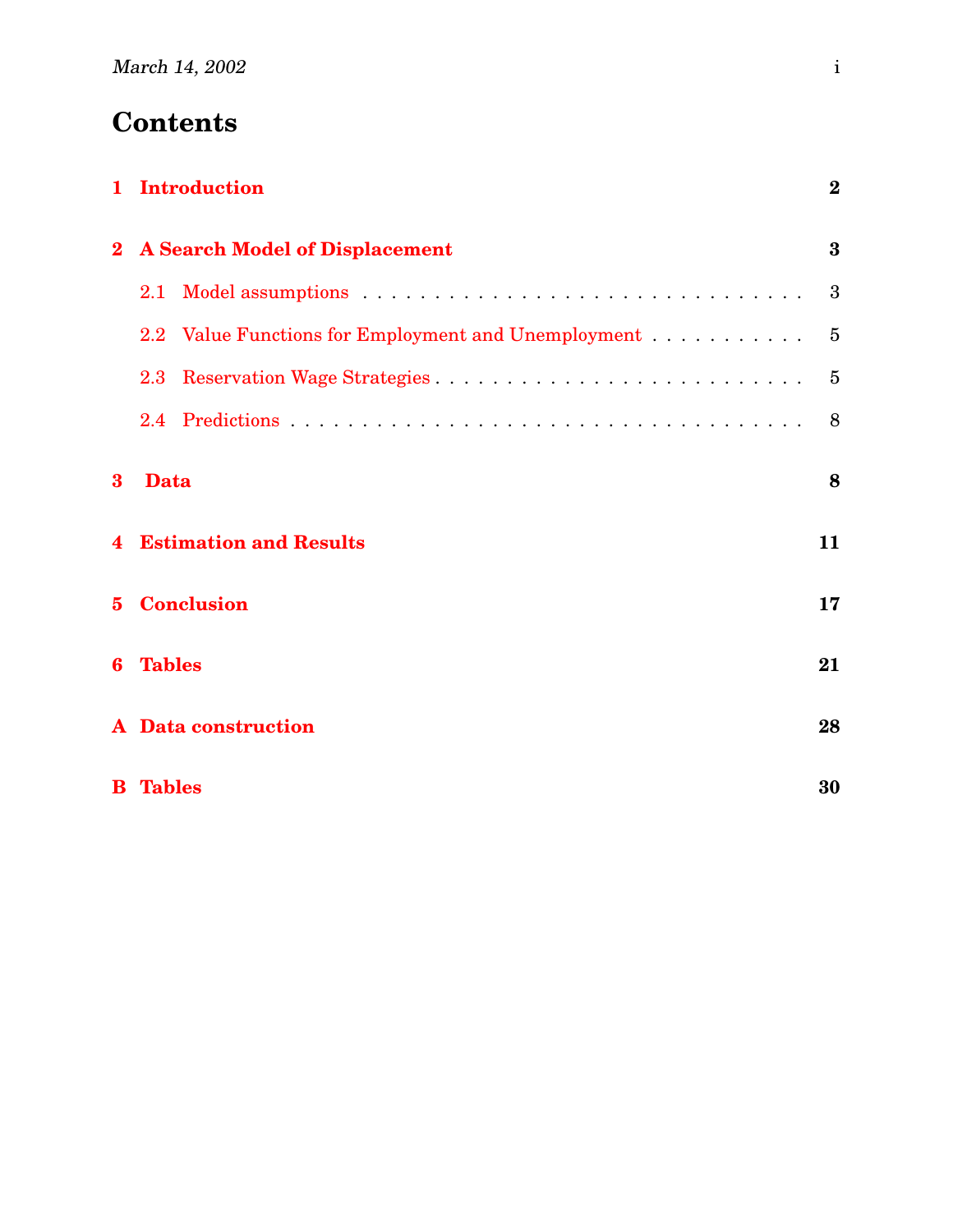# Contents

**1 Introduction** **2**

**2 A Search Model of Displacement** **3**

- 2.1 Model assumptions . . . . . . . . . . 3
- 2.2 Value Functions for Employment and Unemployment . . . . . . . . . . 5
- 2.3 Reservation Wage Strategies . . . . . . . . . . 5
- 2.4 Predictions . . . . . . . . . . 8

**3 Data** **8**

**4 Estimation and Results** **11**

**5 Conclusion** **17**

**6 Tables** **21**

**A Data construction** **28**

**B Tables** **30**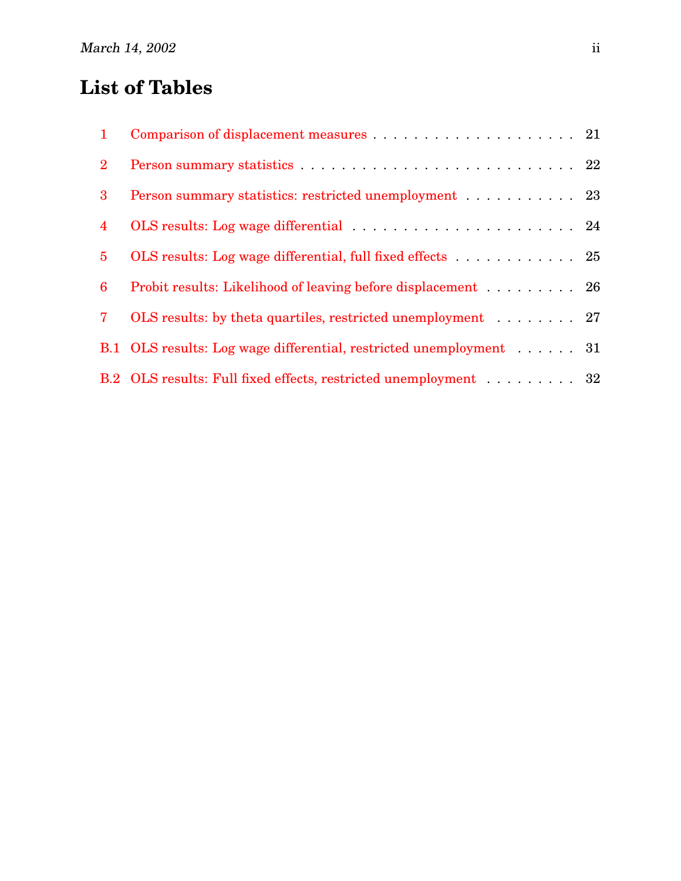# List of Tables

1 Comparison of displacement measures . . . . . . . . . . . . . . . . . . . . 21

2 Person summary statistics . . . . . . . . . . . . . . . . . . . . . . . . . . . 22

3 Person summary statistics: restricted unemployment . . . . . . . . . . . . 23

4 OLS results: Log wage differential . . . . . . . . . . . . . . . . . . . . . . 24

5 OLS results: Log wage differential, full fixed effects . . . . . . . . . . . . . 25

6 Probit results: Likelihood of leaving before displacement . . . . . . . . . . 26

7 OLS results: by theta quartiles, restricted unemployment . . . . . . . . . 27

B.1 OLS results: Log wage differential, restricted unemployment . . . . . . 31

B.2 OLS results: Full fixed effects, restricted unemployment . . . . . . . . . 32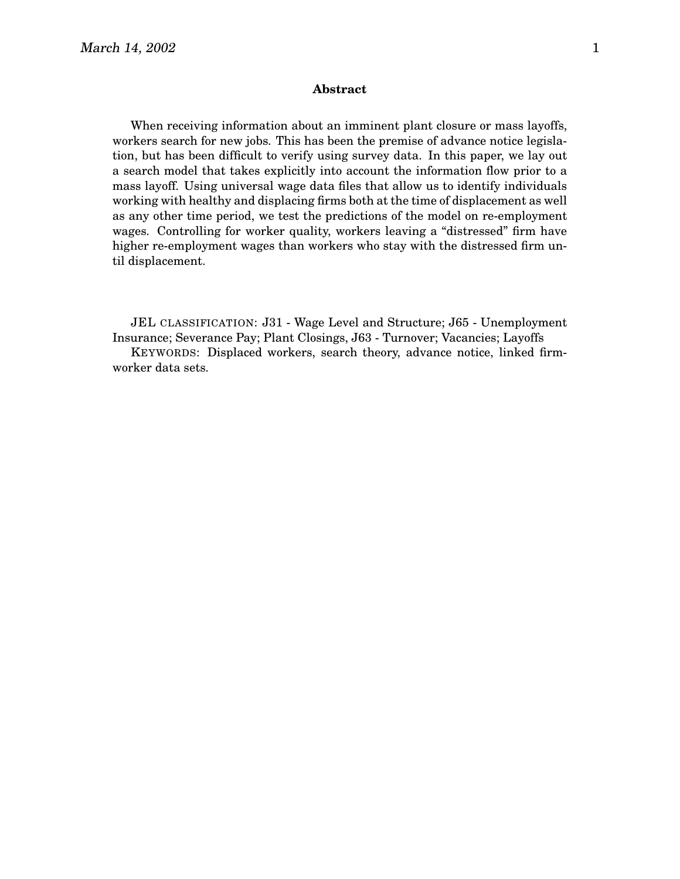## Abstract

When receiving information about an imminent plant closure or mass layoffs, workers search for new jobs. This has been the premise of advance notice legislation, but has been difficult to verify using survey data. In this paper, we lay out a search model that takes explicitly into account the information flow prior to a mass layoff. Using universal wage data files that allow us to identify individuals working with healthy and displacing firms both at the time of displacement as well as any other time period, we test the predictions of the model on re-employment wages. Controlling for worker quality, workers leaving a "distressed" firm have higher re-employment wages than workers who stay with the distressed firm until displacement.

JEL CLASSIFICATION: J31 - Wage Level and Structure; J65 - Unemployment Insurance; Severance Pay; Plant Closings, J63 - Turnover; Vacancies; Layoffs

KEYWORDS: Displaced workers, search theory, advance notice, linked firm-worker data sets.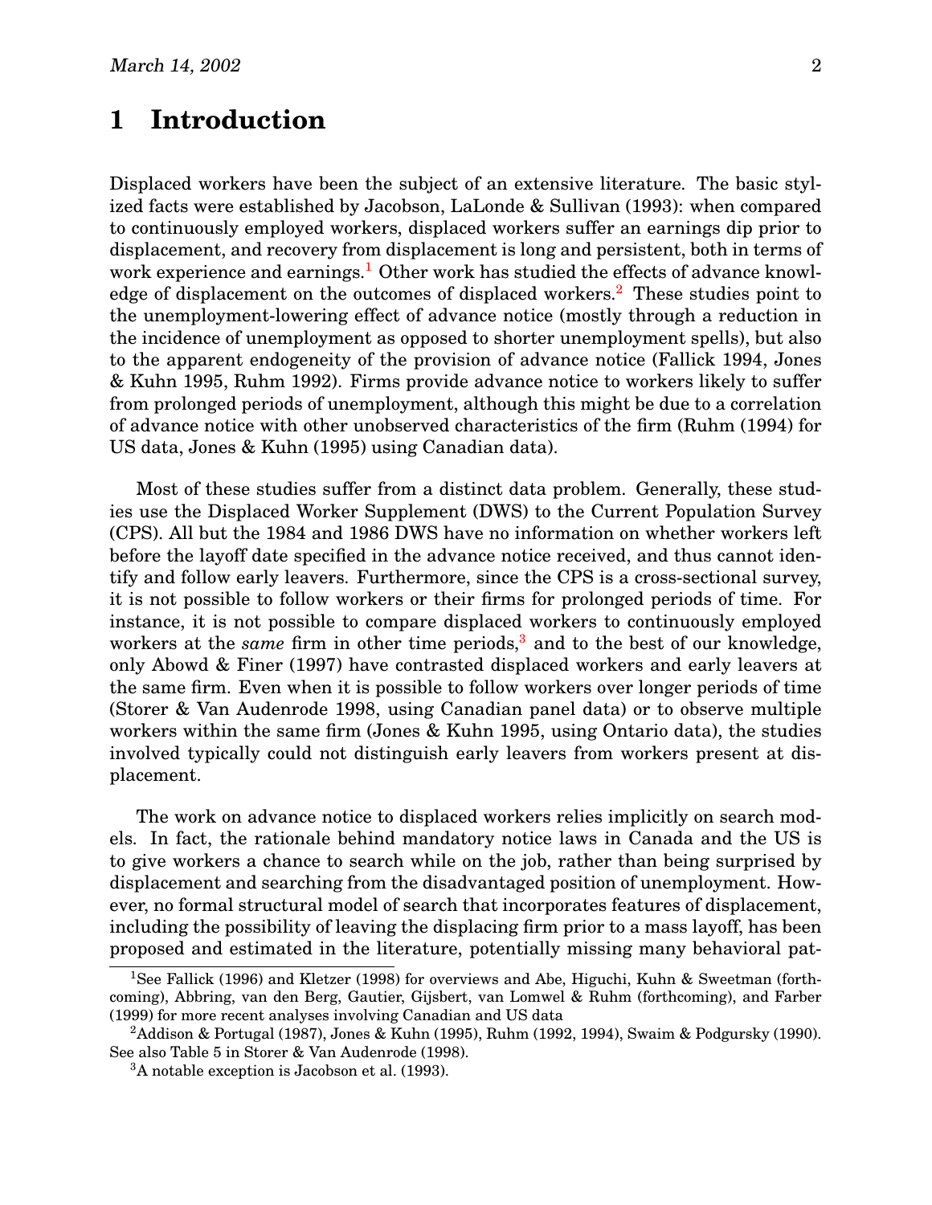# 1 Introduction

Displaced workers have been the subject of an extensive literature. The basic stylized facts were established by Jacobson, LaLonde & Sullivan (1993): when compared to continuously employed workers, displaced workers suffer an earnings dip prior to displacement, and recovery from displacement is long and persistent, both in terms of work experience and earnings.[1] Other work has studied the effects of advance knowledge of displacement on the outcomes of displaced workers.[2] These studies point to the unemployment-lowering effect of advance notice (mostly through a reduction in the incidence of unemployment as opposed to shorter unemployment spells), but also to the apparent endogeneity of the provision of advance notice (Fallick 1994, Jones & Kuhn 1995, Ruhm 1992). Firms provide advance notice to workers likely to suffer from prolonged periods of unemployment, although this might be due to a correlation of advance notice with other unobserved characteristics of the firm (Ruhm (1994) for US data, Jones & Kuhn (1995) using Canadian data).

Most of these studies suffer from a distinct data problem. Generally, these studies use the Displaced Worker Supplement (DWS) to the Current Population Survey (CPS). All but the 1984 and 1986 DWS have no information on whether workers left before the layoff date specified in the advance notice received, and thus cannot identify and follow early leavers. Furthermore, since the CPS is a cross-sectional survey, it is not possible to follow workers or their firms for prolonged periods of time. For instance, it is not possible to compare displaced workers to continuously employed workers at the *same* firm in other time periods,[3] and to the best of our knowledge, only Abowd & Finer (1997) have contrasted displaced workers and early leavers at the same firm. Even when it is possible to follow workers over longer periods of time (Storer & Van Audenrode 1998, using Canadian panel data) or to observe multiple workers within the same firm (Jones & Kuhn 1995, using Ontario data), the studies involved typically could not distinguish early leavers from workers present at displacement.

The work on advance notice to displaced workers relies implicitly on search models. In fact, the rationale behind mandatory notice laws in Canada and the US is to give workers a chance to search while on the job, rather than being surprised by displacement and searching from the disadvantaged position of unemployment. However, no formal structural model of search that incorporates features of displacement, including the possibility of leaving the displacing firm prior to a mass layoff, has been proposed and estimated in the literature, potentially missing many behavioral pat-

[1] See Fallick (1996) and Kletzer (1998) for overviews and Abe, Higuchi, Kuhn & Sweetman (forthcoming), Abbring, van den Berg, Gautier, Gijsbert, van Lomwel & Ruhm (forthcoming), and Farber (1999) for more recent analyses involving Canadian and US data

[2] Addison & Portugal (1987), Jones & Kuhn (1995), Ruhm (1992, 1994), Swaim & Podgursky (1990). See also Table 5 in Storer & Van Audenrode (1998).

[3] A notable exception is Jacobson et al. (1993).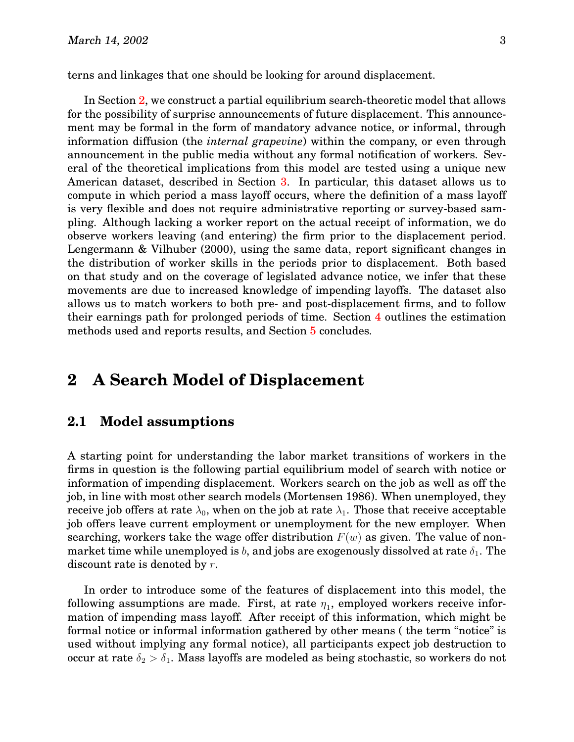terns and linkages that one should be looking for around displacement.

In Section 2, we construct a partial equilibrium search-theoretic model that allows for the possibility of surprise announcements of future displacement. This announcement may be formal in the form of mandatory advance notice, or informal, through information diffusion (the *internal grapevine*) within the company, or even through announcement in the public media without any formal notification of workers. Several of the theoretical implications from this model are tested using a unique new American dataset, described in Section 3. In particular, this dataset allows us to compute in which period a mass layoff occurs, where the definition of a mass layoff is very flexible and does not require administrative reporting or survey-based sampling. Although lacking a worker report on the actual receipt of information, we do observe workers leaving (and entering) the firm prior to the displacement period. Lengermann & Vilhuber (2000), using the same data, report significant changes in the distribution of worker skills in the periods prior to displacement. Both based on that study and on the coverage of legislated advance notice, we infer that these movements are due to increased knowledge of impending layoffs. The dataset also allows us to match workers to both pre- and post-displacement firms, and to follow their earnings path for prolonged periods of time. Section 4 outlines the estimation methods used and reports results, and Section 5 concludes.

# 2 A Search Model of Displacement

## 2.1 Model assumptions

A starting point for understanding the labor market transitions of workers in the firms in question is the following partial equilibrium model of search with notice or information of impending displacement. Workers search on the job as well as off the job, in line with most other search models (Mortensen 1986). When unemployed, they receive job offers at rate $\lambda_0$, when on the job at rate $\lambda_1$. Those that receive acceptable job offers leave current employment or unemployment for the new employer. When searching, workers take the wage offer distribution $F(w)$ as given. The value of non-market time while unemployed is $b$, and jobs are exogenously dissolved at rate $\delta_1$. The discount rate is denoted by $r$.

In order to introduce some of the features of displacement into this model, the following assumptions are made. First, at rate $\eta_1$, employed workers receive information of impending mass layoff. After receipt of this information, which might be formal notice or informal information gathered by other means ( the term "notice" is used without implying any formal notice), all participants expect job destruction to occur at rate $\delta_2 > \delta_1$. Mass layoffs are modeled as being stochastic, so workers do not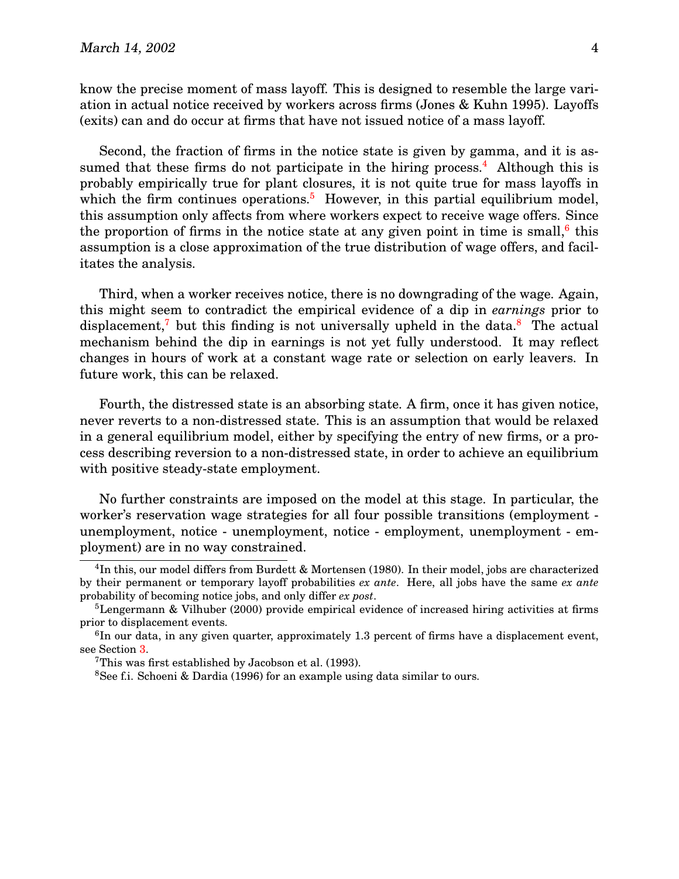know the precise moment of mass layoff. This is designed to resemble the large variation in actual notice received by workers across firms (Jones & Kuhn 1995). Layoffs (exits) can and do occur at firms that have not issued notice of a mass layoff.

Second, the fraction of firms in the notice state is given by gamma, and it is assumed that these firms do not participate in the hiring process.[4] Although this is probably empirically true for plant closures, it is not quite true for mass layoffs in which the firm continues operations.[5] However, in this partial equilibrium model, this assumption only affects from where workers expect to receive wage offers. Since the proportion of firms in the notice state at any given point in time is small,[6] this assumption is a close approximation of the true distribution of wage offers, and facilitates the analysis.

Third, when a worker receives notice, there is no downgrading of the wage. Again, this might seem to contradict the empirical evidence of a dip in *earnings* prior to displacement,[7] but this finding is not universally upheld in the data.[8] The actual mechanism behind the dip in earnings is not yet fully understood. It may reflect changes in hours of work at a constant wage rate or selection on early leavers. In future work, this can be relaxed.

Fourth, the distressed state is an absorbing state. A firm, once it has given notice, never reverts to a non-distressed state. This is an assumption that would be relaxed in a general equilibrium model, either by specifying the entry of new firms, or a process describing reversion to a non-distressed state, in order to achieve an equilibrium with positive steady-state employment.

No further constraints are imposed on the model at this stage. In particular, the worker's reservation wage strategies for all four possible transitions (employment - unemployment, notice - unemployment, notice - employment, unemployment - employment) are in no way constrained.

[4] In this, our model differs from Burdett & Mortensen (1980). In their model, jobs are characterized by their permanent or temporary layoff probabilities *ex ante*. Here, all jobs have the same *ex ante* probability of becoming notice jobs, and only differ *ex post*.

[5] Lengermann & Vilhuber (2000) provide empirical evidence of increased hiring activities at firms prior to displacement events.

[6] In our data, in any given quarter, approximately 1.3 percent of firms have a displacement event, see Section 3.

[7] This was first established by Jacobson et al. (1993).

[8] See f.i. Schoeni & Dardia (1996) for an example using data similar to ours.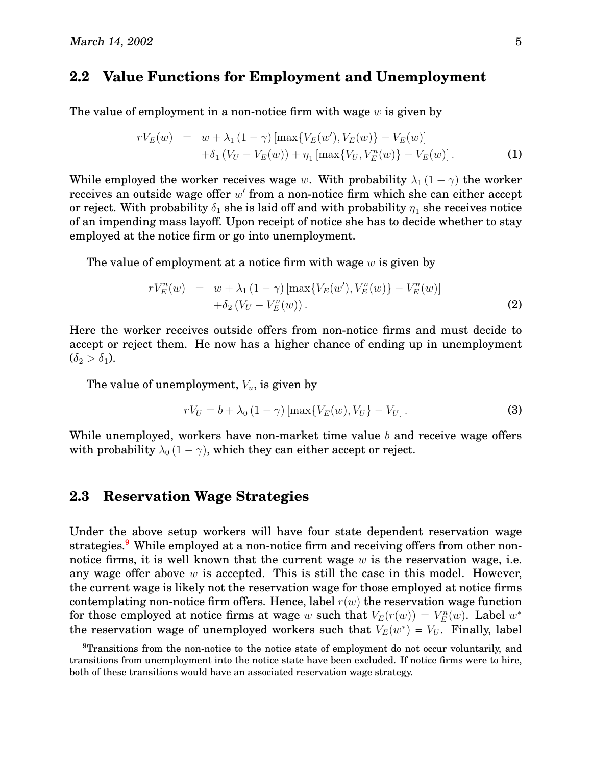## 2.2 Value Functions for Employment and Unemployment

The value of employment in a non-notice firm with wage $w$ is given by

$$
\begin{aligned}
rV_E(w) &= w + \lambda_1 (1-\gamma) \left[ \max\{V_E(w'), V_E(w)\} - V_E(w) \right] \\
&\quad + \delta_1 (V_U - V_E(w)) + \eta_1 \left[ \max\{V_U, V_E^n(w)\} - V_E(w) \right]. \qquad (1)
\end{aligned}
$$

While employed the worker receives wage $w$. With probability $\lambda_1 (1-\gamma)$ the worker receives an outside wage offer $w'$ from a non-notice firm which she can either accept or reject. With probability $\delta_1$ she is laid off and with probability $\eta_1$ she receives notice of an impending mass layoff. Upon receipt of notice she has to decide whether to stay employed at the notice firm or go into unemployment.

The value of employment at a notice firm with wage $w$ is given by

$$
\begin{aligned}
rV_E^n(w) &= w + \lambda_1 (1-\gamma) \left[ \max\{V_E(w'), V_E^n(w)\} - V_E^n(w) \right] \\
&\quad + \delta_2 (V_U - V_E^n(w)). \qquad (2)
\end{aligned}
$$

Here the worker receives outside offers from non-notice firms and must decide to accept or reject them. He now has a higher chance of ending up in unemployment ($\delta_2 > \delta_1$).

The value of unemployment, $V_u$, is given by

$$
rV_U = b + \lambda_0 (1-\gamma) \left[ \max\{V_E(w), V_U\} - V_U \right]. \qquad (3)
$$

While unemployed, workers have non-market time value $b$ and receive wage offers with probability $\lambda_0 (1-\gamma)$, which they can either accept or reject.

## 2.3 Reservation Wage Strategies

Under the above setup workers will have four state dependent reservation wage strategies.[9] While employed at a non-notice firm and receiving offers from other non-notice firms, it is well known that the current wage $w$ is the reservation wage, i.e. any wage offer above $w$ is accepted. This is still the case in this model. However, the current wage is likely not the reservation wage for those employed at notice firms contemplating non-notice firm offers. Hence, label $r(w)$ the reservation wage function for those employed at notice firms at wage $w$ such that $V_E(r(w)) = V_E^n(w)$. Label $w^*$ the reservation wage of unemployed workers such that $V_E(w^*) = V_U$. Finally, label

[9] Transitions from the non-notice to the notice state of employment do not occur voluntarily, and transitions from unemployment into the notice state have been excluded. If notice firms were to hire, both of these transitions would have an associated reservation wage strategy.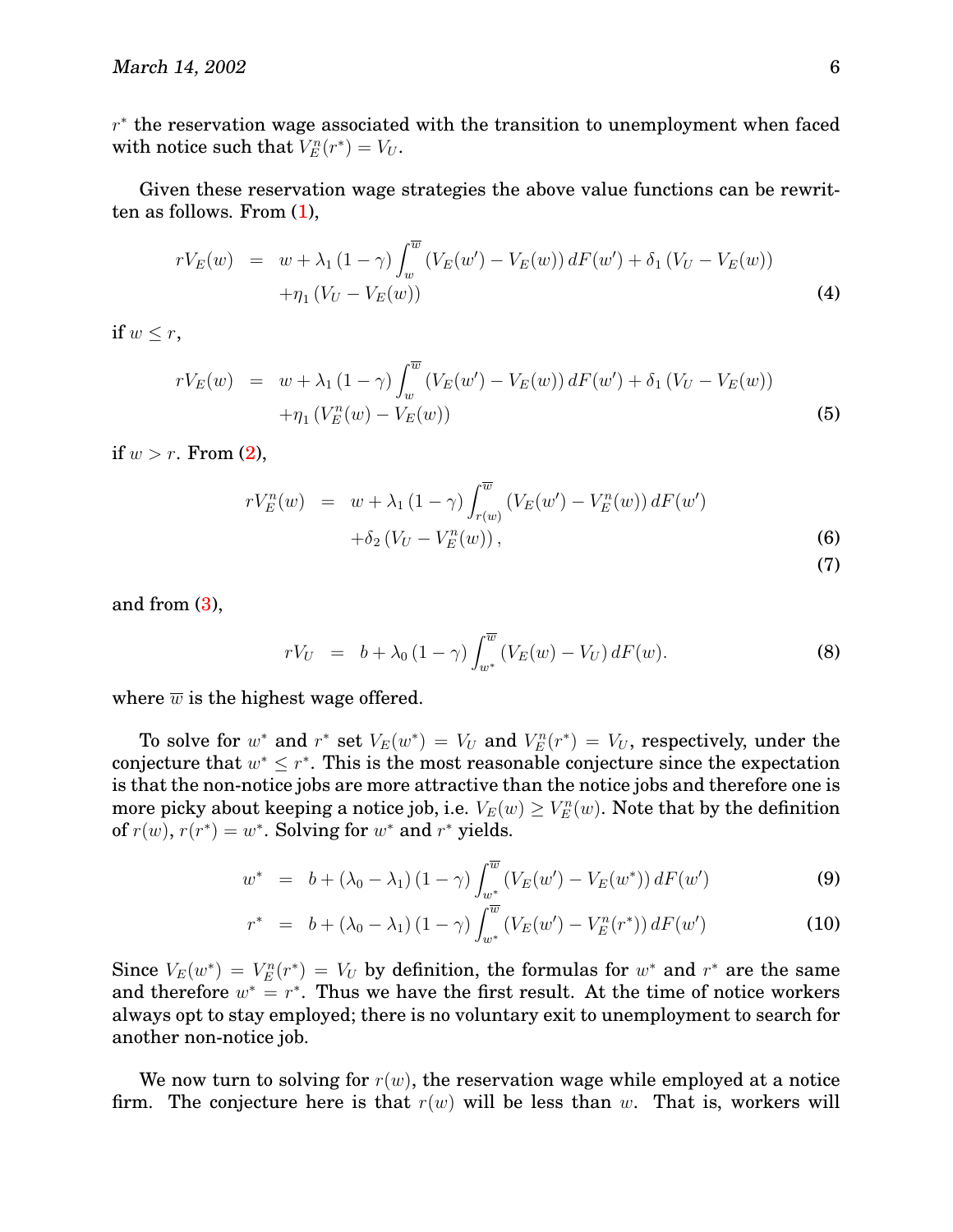$r^*$ the reservation wage associated with the transition to unemployment when faced with notice such that $V_E^n(r^*) = V_U$.

Given these reservation wage strategies the above value functions can be rewritten as follows. From (1),

$$
\begin{aligned}
rV_E(w) &= w + \lambda_1 (1-\gamma) \int_w^{\overline{w}} (V_E(w') - V_E(w))\, dF(w') + \delta_1 (V_U - V_E(w)) \\
&\quad + \eta_1 (V_U - V_E(w))
\end{aligned} \tag{4}
$$

if $w \leq r$,

$$
\begin{aligned}
rV_E(w) &= w + \lambda_1 (1-\gamma) \int_w^{\overline{w}} (V_E(w') - V_E(w))\, dF(w') + \delta_1 (V_U - V_E(w)) \\
&\quad + \eta_1 (V_E^n(w) - V_E(w))
\end{aligned} \tag{5}
$$

if $w > r$. From (2),

$$
\begin{aligned}
rV_E^n(w) &= w + \lambda_1 (1-\gamma) \int_{r(w)}^{\overline{w}} (V_E(w') - V_E^n(w))\, dF(w') \\
&\quad + \delta_2 (V_U - V_E^n(w)),
\end{aligned} \tag{6}
$$

$$
\tag{7}
$$

and from (3),

$$
rV_U = b + \lambda_0 (1-\gamma) \int_{w^*}^{\overline{w}} (V_E(w) - V_U)\, dF(w). \tag{8}
$$

where $\overline{w}$ is the highest wage offered.

To solve for $w^*$ and $r^*$ set $V_E(w^*) = V_U$ and $V_E^n(r^*) = V_U$, respectively, under the conjecture that $w^* \leq r^*$. This is the most reasonable conjecture since the expectation is that the non-notice jobs are more attractive than the notice jobs and therefore one is more picky about keeping a notice job, i.e. $V_E(w) \geq V_E^n(w)$. Note that by the definition of $r(w)$, $r(r^*) = w^*$. Solving for $w^*$ and $r^*$ yields.

$$
w^* = b + (\lambda_0 - \lambda_1)(1-\gamma) \int_{w^*}^{\overline{w}} (V_E(w') - V_E(w^*))\, dF(w') \tag{9}
$$

$$
r^* = b + (\lambda_0 - \lambda_1)(1-\gamma) \int_{w^*}^{\overline{w}} (V_E(w') - V_E^n(r^*))\, dF(w') \tag{10}
$$

Since $V_E(w^*) = V_E^n(r^*) = V_U$ by definition, the formulas for $w^*$ and $r^*$ are the same and therefore $w^* = r^*$. Thus we have the first result. At the time of notice workers always opt to stay employed; there is no voluntary exit to unemployment to search for another non-notice job.

We now turn to solving for $r(w)$, the reservation wage while employed at a notice firm. The conjecture here is that $r(w)$ will be less than $w$. That is, workers will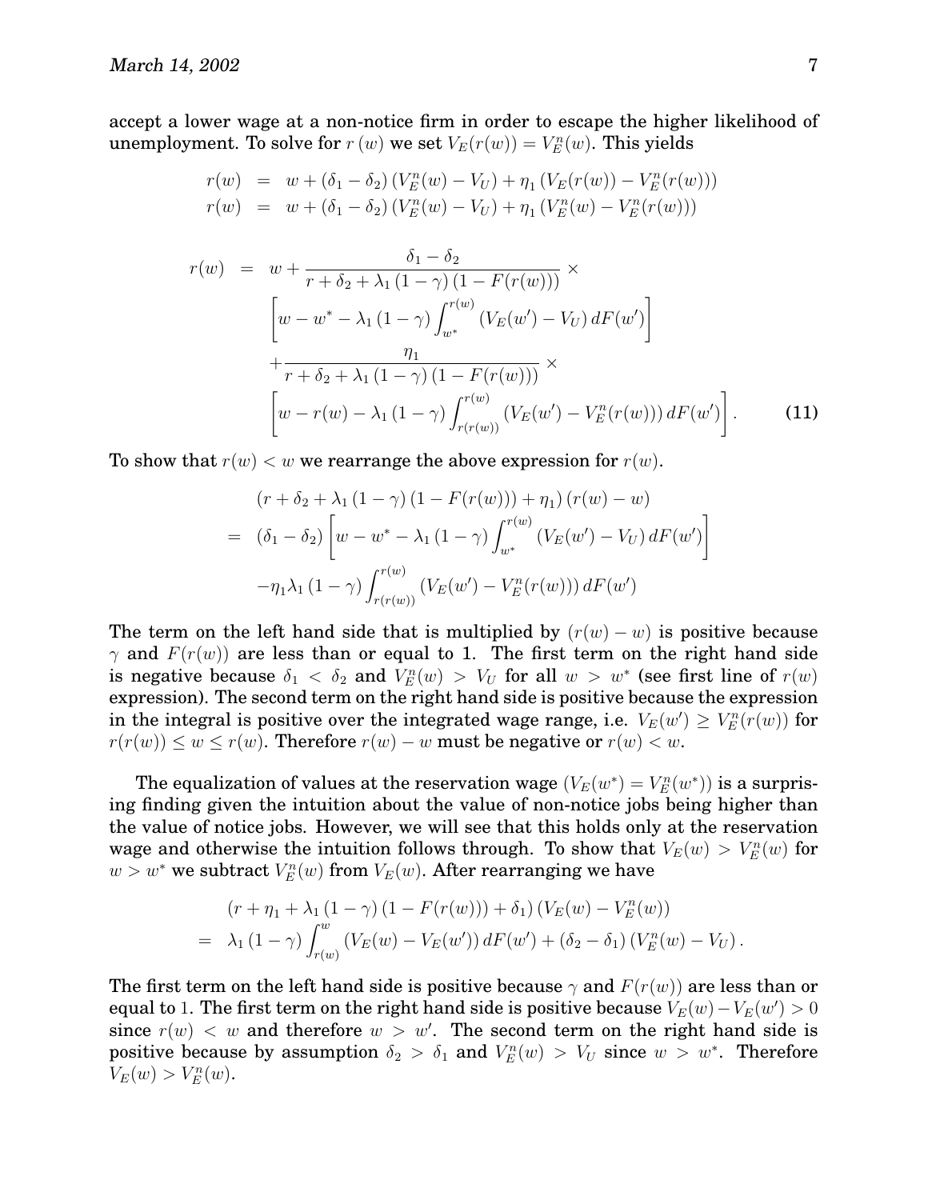accept a lower wage at a non-notice firm in order to escape the higher likelihood of unemployment. To solve for $r(w)$ we set $V_E(r(w)) = V_E^n(w)$. This yields

$$
\begin{aligned}
r(w) &= w + (\delta_1 - \delta_2)\left(V_E^n(w) - V_U\right) + \eta_1\left(V_E(r(w)) - V_E^n(r(w))\right) \\
r(w) &= w + (\delta_1 - \delta_2)\left(V_E^n(w) - V_U\right) + \eta_1\left(V_E^n(w) - V_E^n(r(w))\right)
\end{aligned}
$$

$$
\begin{aligned}
r(w) &= w + \frac{\delta_1 - \delta_2}{r + \delta_2 + \lambda_1(1-\gamma)(1 - F(r(w)))} \times \\
&\quad \left[w - w^* - \lambda_1(1-\gamma)\int_{w^*}^{r(w)}\left(V_E(w') - V_U\right)dF(w')\right] \\
&\quad + \frac{\eta_1}{r + \delta_2 + \lambda_1(1-\gamma)(1 - F(r(w)))} \times \\
&\quad \left[w - r(w) - \lambda_1(1-\gamma)\int_{r(r(w))}^{r(w)}\left(V_E(w') - V_E^n(r(w))\right)dF(w')\right]. \qquad \textbf{(11)}
\end{aligned}
$$

To show that $r(w) < w$ we rearrange the above expression for $r(w)$.

$$
\begin{aligned}
& \left(r + \delta_2 + \lambda_1(1-\gamma)(1 - F(r(w))) + \eta_1\right)(r(w) - w) \\
= \;& (\delta_1 - \delta_2)\left[w - w^* - \lambda_1(1-\gamma)\int_{w^*}^{r(w)}\left(V_E(w') - V_U\right)dF(w')\right] \\
& -\eta_1\lambda_1(1-\gamma)\int_{r(r(w))}^{r(w)}\left(V_E(w') - V_E^n(r(w))\right)dF(w')
\end{aligned}
$$

The term on the left hand side that is multiplied by $(r(w) - w)$ is positive because $\gamma$ and $F(r(w))$ are less than or equal to 1. The first term on the right hand side is negative because $\delta_1 < \delta_2$ and $V_E^n(w) > V_U$ for all $w > w^*$ (see first line of $r(w)$ expression). The second term on the right hand side is positive because the expression in the integral is positive over the integrated wage range, i.e. $V_E(w') \geq V_E^n(r(w))$ for $r(r(w)) \leq w \leq r(w)$. Therefore $r(w) - w$ must be negative or $r(w) < w$.

The equalization of values at the reservation wage $(V_E(w^*) = V_E^n(w^*))$ is a surprising finding given the intuition about the value of non-notice jobs being higher than the value of notice jobs. However, we will see that this holds only at the reservation wage and otherwise the intuition follows through. To show that $V_E(w) > V_E^n(w)$ for $w > w^*$ we subtract $V_E^n(w)$ from $V_E(w)$. After rearranging we have

$$
\begin{aligned}
& \left(r + \eta_1 + \lambda_1(1-\gamma)(1 - F(r(w))) + \delta_1\right)\left(V_E(w) - V_E^n(w)\right) \\
= \;& \lambda_1(1-\gamma)\int_{r(w)}^{w}\left(V_E(w) - V_E(w')\right)dF(w') + (\delta_2 - \delta_1)\left(V_E^n(w) - V_U\right).
\end{aligned}
$$

The first term on the left hand side is positive because $\gamma$ and $F(r(w))$ are less than or equal to 1. The first term on the right hand side is positive because $V_E(w) - V_E(w') > 0$ since $r(w) < w$ and therefore $w > w'$. The second term on the right hand side is positive because by assumption $\delta_2 > \delta_1$ and $V_E^n(w) > V_U$ since $w > w^*$. Therefore $V_E(w) > V_E^n(w)$.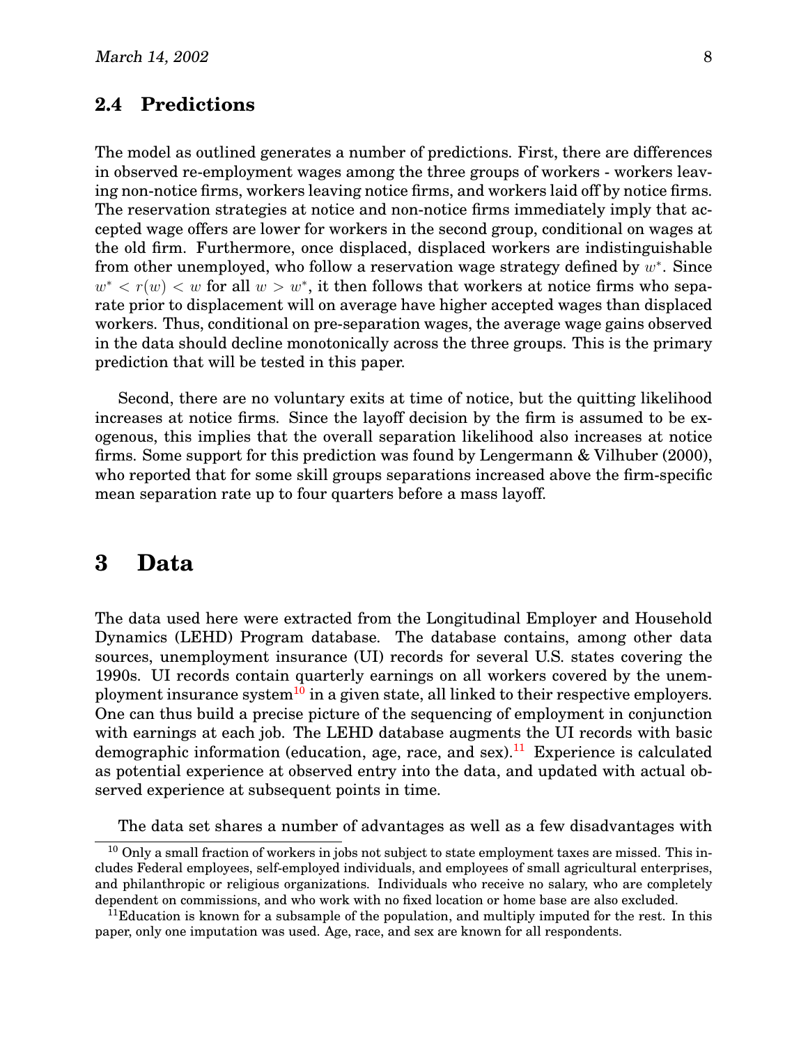## 2.4 Predictions

The model as outlined generates a number of predictions. First, there are differences in observed re-employment wages among the three groups of workers - workers leaving non-notice firms, workers leaving notice firms, and workers laid off by notice firms. The reservation strategies at notice and non-notice firms immediately imply that accepted wage offers are lower for workers in the second group, conditional on wages at the old firm. Furthermore, once displaced, displaced workers are indistinguishable from other unemployed, who follow a reservation wage strategy defined by $w^*$. Since $w^* < r(w) < w$ for all $w > w^*$, it then follows that workers at notice firms who separate prior to displacement will on average have higher accepted wages than displaced workers. Thus, conditional on pre-separation wages, the average wage gains observed in the data should decline monotonically across the three groups. This is the primary prediction that will be tested in this paper.

Second, there are no voluntary exits at time of notice, but the quitting likelihood increases at notice firms. Since the layoff decision by the firm is assumed to be exogenous, this implies that the overall separation likelihood also increases at notice firms. Some support for this prediction was found by Lengermann & Vilhuber (2000), who reported that for some skill groups separations increased above the firm-specific mean separation rate up to four quarters before a mass layoff.

# 3 Data

The data used here were extracted from the Longitudinal Employer and Household Dynamics (LEHD) Program database. The database contains, among other data sources, unemployment insurance (UI) records for several U.S. states covering the 1990s. UI records contain quarterly earnings on all workers covered by the unemployment insurance system[10] in a given state, all linked to their respective employers. One can thus build a precise picture of the sequencing of employment in conjunction with earnings at each job. The LEHD database augments the UI records with basic demographic information (education, age, race, and sex).[11] Experience is calculated as potential experience at observed entry into the data, and updated with actual observed experience at subsequent points in time.

The data set shares a number of advantages as well as a few disadvantages with

[10] Only a small fraction of workers in jobs not subject to state employment taxes are missed. This includes Federal employees, self-employed individuals, and employees of small agricultural enterprises, and philanthropic or religious organizations. Individuals who receive no salary, who are completely dependent on commissions, and who work with no fixed location or home base are also excluded.

[11] Education is known for a subsample of the population, and multiply imputed for the rest. In this paper, only one imputation was used. Age, race, and sex are known for all respondents.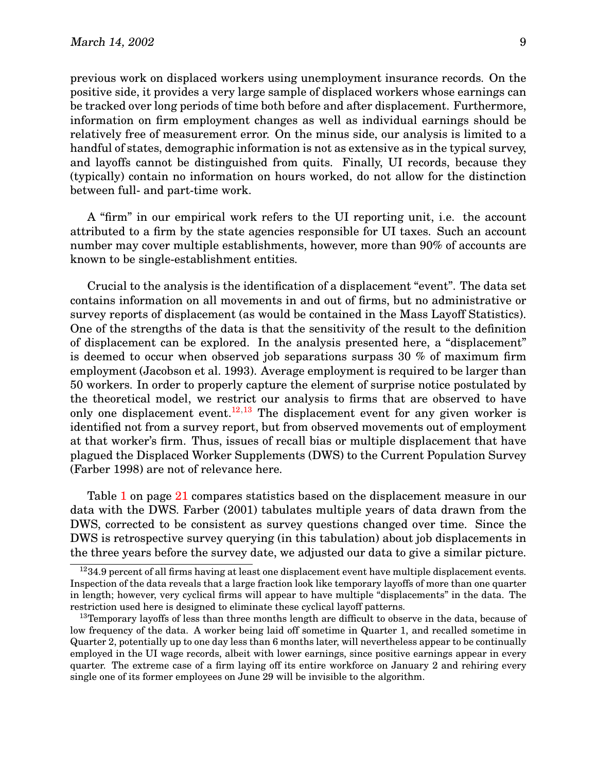previous work on displaced workers using unemployment insurance records. On the positive side, it provides a very large sample of displaced workers whose earnings can be tracked over long periods of time both before and after displacement. Furthermore, information on firm employment changes as well as individual earnings should be relatively free of measurement error. On the minus side, our analysis is limited to a handful of states, demographic information is not as extensive as in the typical survey, and layoffs cannot be distinguished from quits. Finally, UI records, because they (typically) contain no information on hours worked, do not allow for the distinction between full- and part-time work.

A "firm" in our empirical work refers to the UI reporting unit, i.e. the account attributed to a firm by the state agencies responsible for UI taxes. Such an account number may cover multiple establishments, however, more than 90% of accounts are known to be single-establishment entities.

Crucial to the analysis is the identification of a displacement "event". The data set contains information on all movements in and out of firms, but no administrative or survey reports of displacement (as would be contained in the Mass Layoff Statistics). One of the strengths of the data is that the sensitivity of the result to the definition of displacement can be explored. In the analysis presented here, a "displacement" is deemed to occur when observed job separations surpass 30 % of maximum firm employment (Jacobson et al. 1993). Average employment is required to be larger than 50 workers. In order to properly capture the element of surprise notice postulated by the theoretical model, we restrict our analysis to firms that are observed to have only one displacement event.[12,13] The displacement event for any given worker is identified not from a survey report, but from observed movements out of employment at that worker's firm. Thus, issues of recall bias or multiple displacement that have plagued the Displaced Worker Supplements (DWS) to the Current Population Survey (Farber 1998) are not of relevance here.

Table 1 on page 21 compares statistics based on the displacement measure in our data with the DWS. Farber (2001) tabulates multiple years of data drawn from the DWS, corrected to be consistent as survey questions changed over time. Since the DWS is retrospective survey querying (in this tabulation) about job displacements in the three years before the survey date, we adjusted our data to give a similar picture.

[12] 34.9 percent of all firms having at least one displacement event have multiple displacement events. Inspection of the data reveals that a large fraction look like temporary layoffs of more than one quarter in length; however, very cyclical firms will appear to have multiple "displacements" in the data. The restriction used here is designed to eliminate these cyclical layoff patterns.

[13] Temporary layoffs of less than three months length are difficult to observe in the data, because of low frequency of the data. A worker being laid off sometime in Quarter 1, and recalled sometime in Quarter 2, potentially up to one day less than 6 months later, will nevertheless appear to be continually employed in the UI wage records, albeit with lower earnings, since positive earnings appear in every quarter. The extreme case of a firm laying off its entire workforce on January 2 and rehiring every single one of its former employees on June 29 will be invisible to the algorithm.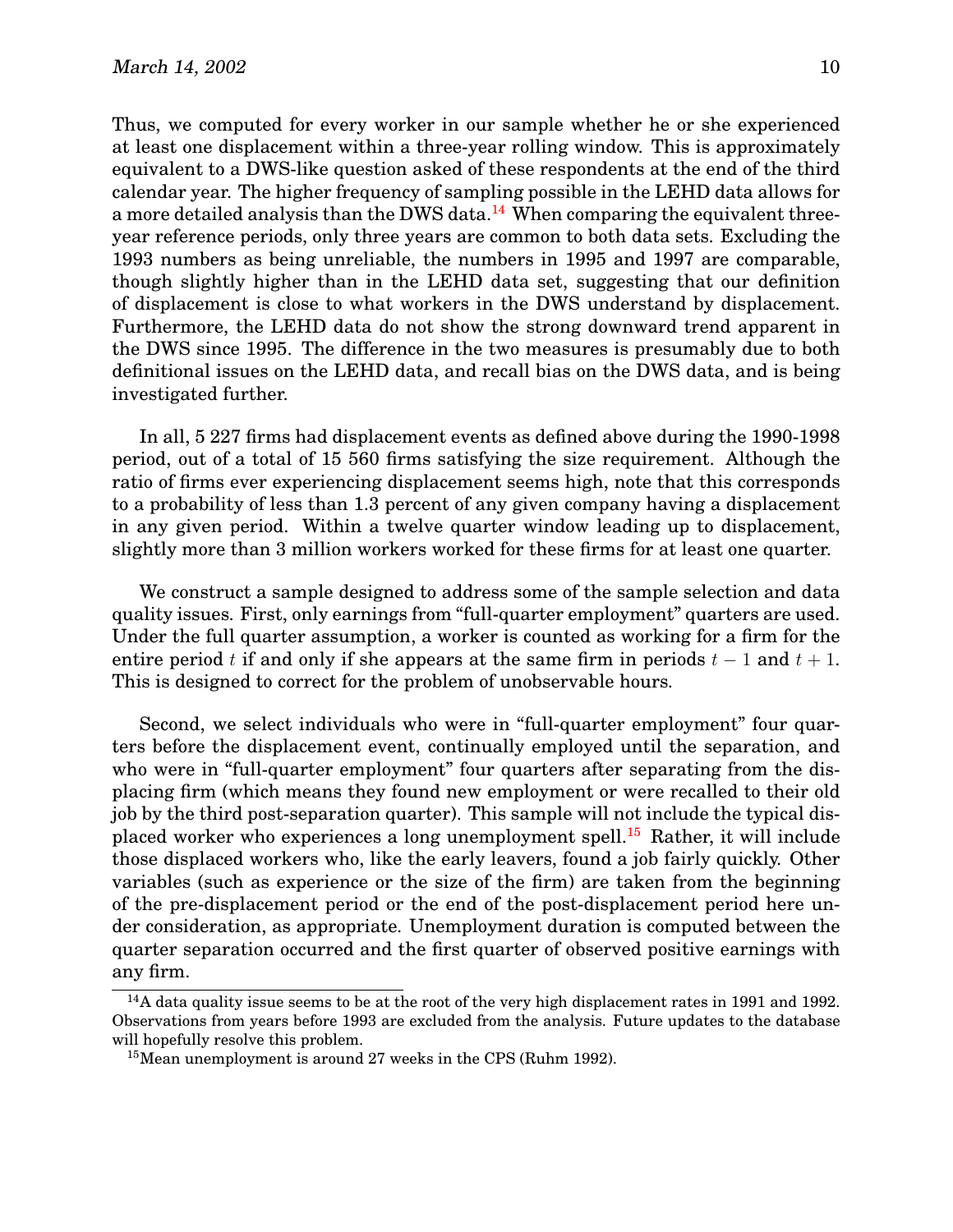Thus, we computed for every worker in our sample whether he or she experienced at least one displacement within a three-year rolling window. This is approximately equivalent to a DWS-like question asked of these respondents at the end of the third calendar year. The higher frequency of sampling possible in the LEHD data allows for a more detailed analysis than the DWS data.[14] When comparing the equivalent three-year reference periods, only three years are common to both data sets. Excluding the 1993 numbers as being unreliable, the numbers in 1995 and 1997 are comparable, though slightly higher than in the LEHD data set, suggesting that our definition of displacement is close to what workers in the DWS understand by displacement. Furthermore, the LEHD data do not show the strong downward trend apparent in the DWS since 1995. The difference in the two measures is presumably due to both definitional issues on the LEHD data, and recall bias on the DWS data, and is being investigated further.

In all, 5 227 firms had displacement events as defined above during the 1990-1998 period, out of a total of 15 560 firms satisfying the size requirement. Although the ratio of firms ever experiencing displacement seems high, note that this corresponds to a probability of less than 1.3 percent of any given company having a displacement in any given period. Within a twelve quarter window leading up to displacement, slightly more than 3 million workers worked for these firms for at least one quarter.

We construct a sample designed to address some of the sample selection and data quality issues. First, only earnings from "full-quarter employment" quarters are used. Under the full quarter assumption, a worker is counted as working for a firm for the entire period $t$ if and only if she appears at the same firm in periods $t-1$ and $t+1$. This is designed to correct for the problem of unobservable hours.

Second, we select individuals who were in "full-quarter employment" four quarters before the displacement event, continually employed until the separation, and who were in "full-quarter employment" four quarters after separating from the displacing firm (which means they found new employment or were recalled to their old job by the third post-separation quarter). This sample will not include the typical displaced worker who experiences a long unemployment spell.[15] Rather, it will include those displaced workers who, like the early leavers, found a job fairly quickly. Other variables (such as experience or the size of the firm) are taken from the beginning of the pre-displacement period or the end of the post-displacement period here under consideration, as appropriate. Unemployment duration is computed between the quarter separation occurred and the first quarter of observed positive earnings with any firm.

[14] A data quality issue seems to be at the root of the very high displacement rates in 1991 and 1992. Observations from years before 1993 are excluded from the analysis. Future updates to the database will hopefully resolve this problem.

[15] Mean unemployment is around 27 weeks in the CPS (Ruhm 1992).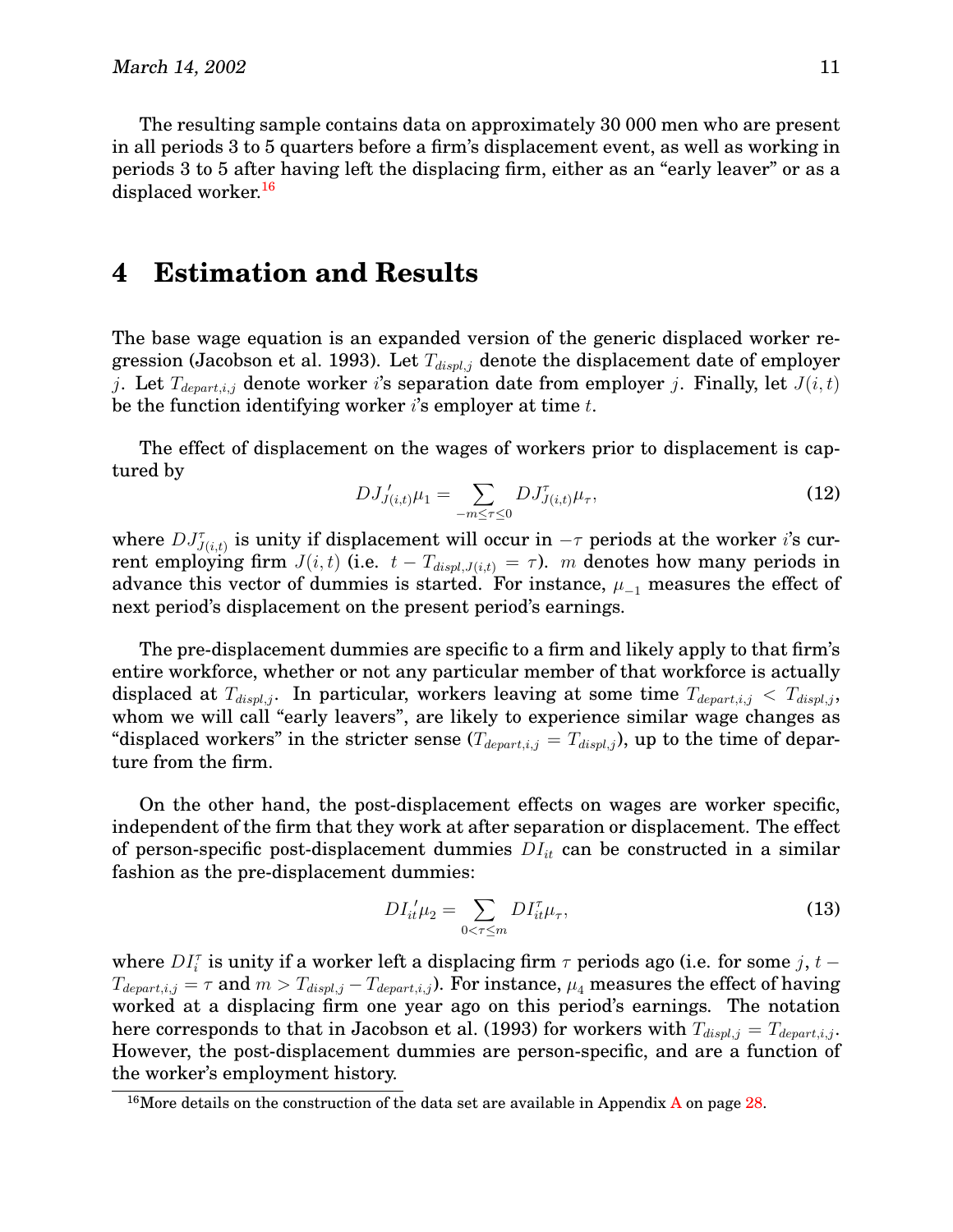The resulting sample contains data on approximately 30 000 men who are present in all periods 3 to 5 quarters before a firm's displacement event, as well as working in periods 3 to 5 after having left the displacing firm, either as an "early leaver" or as a displaced worker.[16]

# 4 Estimation and Results

The base wage equation is an expanded version of the generic displaced worker regression (Jacobson et al. 1993). Let $T_{displ,j}$ denote the displacement date of employer $j$. Let $T_{depart,i,j}$ denote worker $i$'s separation date from employer $j$. Finally, let $J(i,t)$ be the function identifying worker $i$'s employer at time $t$.

The effect of displacement on the wages of workers prior to displacement is captured by

$$DJ_{J(i,t)}'\mu_1 = \sum_{-m \leq \tau \leq 0} DJ_{J(i,t)}^{\tau}\mu_{\tau}, \tag{12}$$

where $DJ_{J(i,t)}^{\tau}$ is unity if displacement will occur in $-\tau$ periods at the worker $i$'s current employing firm $J(i,t)$ (i.e. $t - T_{displ,J(i,t)} = \tau$). $m$ denotes how many periods in advance this vector of dummies is started. For instance, $\mu_{-1}$ measures the effect of next period's displacement on the present period's earnings.

The pre-displacement dummies are specific to a firm and likely apply to that firm's entire workforce, whether or not any particular member of that workforce is actually displaced at $T_{displ,j}$. In particular, workers leaving at some time $T_{depart,i,j} < T_{displ,j}$, whom we will call "early leavers", are likely to experience similar wage changes as "displaced workers" in the stricter sense ($T_{depart,i,j} = T_{displ,j}$), up to the time of departure from the firm.

On the other hand, the post-displacement effects on wages are worker specific, independent of the firm that they work at after separation or displacement. The effect of person-specific post-displacement dummies $DI_{it}$ can be constructed in a similar fashion as the pre-displacement dummies:

$$DI_{it}'\mu_2 = \sum_{0 < \tau \leq m} DI_{it}^{\tau}\mu_{\tau}, \tag{13}$$

where $DI_i^{\tau}$ is unity if a worker left a displacing firm $\tau$ periods ago (i.e. for some $j$, $t - T_{depart,i,j} = \tau$ and $m > T_{displ,j} - T_{depart,i,j}$). For instance, $\mu_4$ measures the effect of having worked at a displacing firm one year ago on this period's earnings. The notation here corresponds to that in Jacobson et al. (1993) for workers with $T_{displ,j} = T_{depart,i,j}$. However, the post-displacement dummies are person-specific, and are a function of the worker's employment history.

[16] More details on the construction of the data set are available in Appendix A on page 28.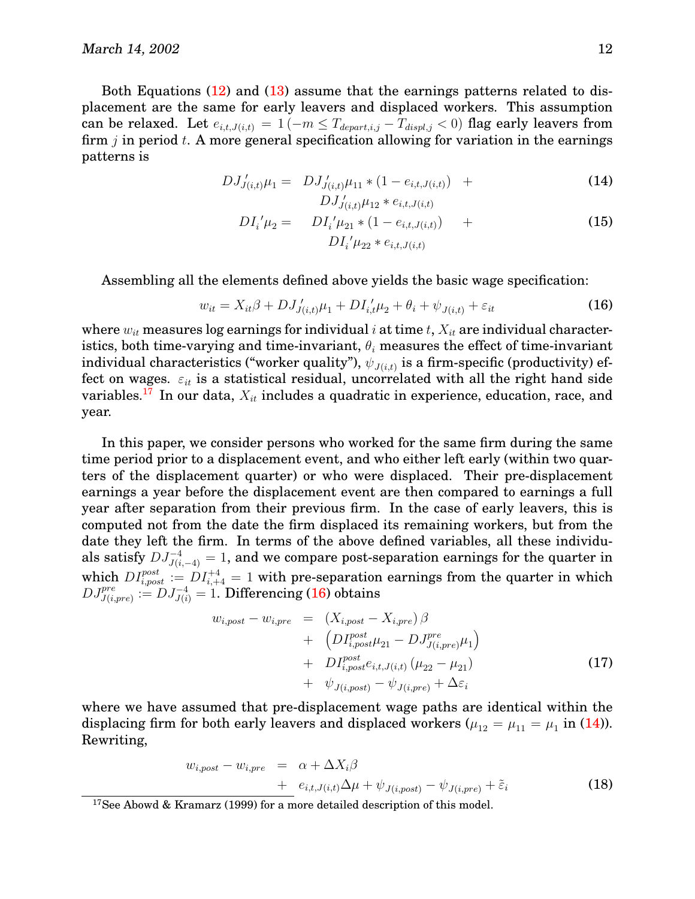Both Equations (12) and (13) assume that the earnings patterns related to displacement are the same for early leavers and displaced workers. This assumption can be relaxed. Let $e_{i,t,J(i,t)} = 1\left(-m \leq T_{depart,i,j} - T_{displ,j} < 0\right)$ flag early leavers from firm $j$ in period $t$. A more general specification allowing for variation in the earnings patterns is

$$
\begin{aligned}
DJ'_{J(i,t)}\mu_1 = \quad & DJ'_{J(i,t)}\mu_{11} * (1 - e_{i,t,J(i,t)}) \quad + \\
& DJ'_{J(i,t)}\mu_{12} * e_{i,t,J(i,t)}
\end{aligned} \tag{14}
$$

$$
\begin{aligned}
DI_i{}'\mu_2 = \quad & DI_i{}'\mu_{21} * (1 - e_{i,t,J(i,t)}) \quad + \\
& DI_i{}'\mu_{22} * e_{i,t,J(i,t)}
\end{aligned} \tag{15}
$$

Assembling all the elements defined above yields the basic wage specification:

$$
w_{it} = X_{it}\beta + DJ'_{J(i,t)}\mu_1 + DI'_{i,t}\mu_2 + \theta_i + \psi_{J(i,t)} + \varepsilon_{it} \tag{16}
$$

where $w_{it}$ measures log earnings for individual $i$ at time $t$, $X_{it}$ are individual characteristics, both time-varying and time-invariant, $\theta_i$ measures the effect of time-invariant individual characteristics ("worker quality"), $\psi_{J(i,t)}$ is a firm-specific (productivity) effect on wages. $\varepsilon_{it}$ is a statistical residual, uncorrelated with all the right hand side variables.[17] In our data, $X_{it}$ includes a quadratic in experience, education, race, and year.

In this paper, we consider persons who worked for the same firm during the same time period prior to a displacement event, and who either left early (within two quarters of the displacement quarter) or who were displaced. Their pre-displacement earnings a year before the displacement event are then compared to earnings a full year after separation from their previous firm. In the case of early leavers, this is computed not from the date the firm displaced its remaining workers, but from the date they left the firm. In terms of the above defined variables, all these individuals satisfy $DJ^{-4}_{J(i,-4)} = 1$, and we compare post-separation earnings for the quarter in which $DI^{post}_{i,post} := DI^{+4}_{i,+4} = 1$ with pre-separation earnings from the quarter in which $DJ^{pre}_{J(i,pre)} := DJ^{-4}_{J(i)} = 1$. Differencing (16) obtains

$$
\begin{aligned}
w_{i,post} - w_{i,pre} \;=\; & \left(X_{i,post} - X_{i,pre}\right)\beta \\
& + \left(DI^{post}_{i,post}\mu_{21} - DJ^{pre}_{J(i,pre)}\mu_1\right) \\
& + DI^{post}_{i,post} e_{i,t,J(i,t)}\left(\mu_{22} - \mu_{21}\right) \\
& + \psi_{J(i,post)} - \psi_{J(i,pre)} + \Delta\varepsilon_i
\end{aligned} \tag{17}
$$

where we have assumed that pre-displacement wage paths are identical within the displacing firm for both early leavers and displaced workers ($\mu_{12} = \mu_{11} = \mu_1$ in (14)). Rewriting,

$$
\begin{aligned}
w_{i,post} - w_{i,pre} \;=\; & \alpha + \Delta X_i\beta \\
& + e_{i,t,J(i,t)}\Delta\mu + \psi_{J(i,post)} - \psi_{J(i,pre)} + \tilde{\varepsilon}_i
\end{aligned} \tag{18}
$$

[17] See Abowd & Kramarz (1999) for a more detailed description of this model.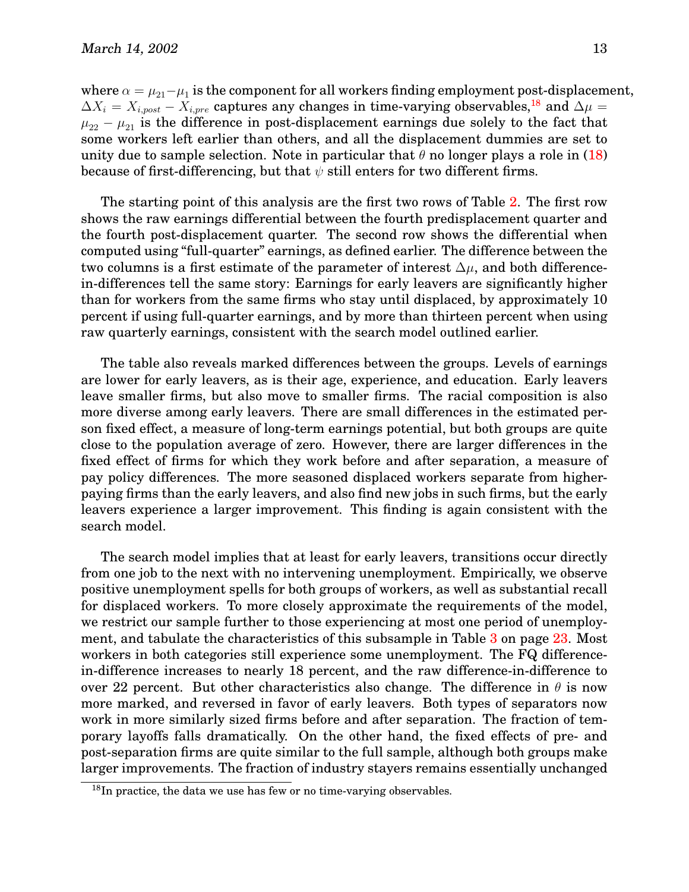where $\alpha = \mu_{21} - \mu_1$ is the component for all workers finding employment post-displacement, $\Delta X_i = X_{i,post} - X_{i,pre}$ captures any changes in time-varying observables,[18] and $\Delta\mu = \mu_{22} - \mu_{21}$ is the difference in post-displacement earnings due solely to the fact that some workers left earlier than others, and all the displacement dummies are set to unity due to sample selection. Note in particular that $\theta$ no longer plays a role in (18) because of first-differencing, but that $\psi$ still enters for two different firms.

The starting point of this analysis are the first two rows of Table 2. The first row shows the raw earnings differential between the fourth predisplacement quarter and the fourth post-displacement quarter. The second row shows the differential when computed using "full-quarter" earnings, as defined earlier. The difference between the two columns is a first estimate of the parameter of interest $\Delta\mu$, and both difference-in-differences tell the same story: Earnings for early leavers are significantly higher than for workers from the same firms who stay until displaced, by approximately 10 percent if using full-quarter earnings, and by more than thirteen percent when using raw quarterly earnings, consistent with the search model outlined earlier.

The table also reveals marked differences between the groups. Levels of earnings are lower for early leavers, as is their age, experience, and education. Early leavers leave smaller firms, but also move to smaller firms. The racial composition is also more diverse among early leavers. There are small differences in the estimated person fixed effect, a measure of long-term earnings potential, but both groups are quite close to the population average of zero. However, there are larger differences in the fixed effect of firms for which they work before and after separation, a measure of pay policy differences. The more seasoned displaced workers separate from higher-paying firms than the early leavers, and also find new jobs in such firms, but the early leavers experience a larger improvement. This finding is again consistent with the search model.

The search model implies that at least for early leavers, transitions occur directly from one job to the next with no intervening unemployment. Empirically, we observe positive unemployment spells for both groups of workers, as well as substantial recall for displaced workers. To more closely approximate the requirements of the model, we restrict our sample further to those experiencing at most one period of unemployment, and tabulate the characteristics of this subsample in Table 3 on page 23. Most workers in both categories still experience some unemployment. The FQ difference-in-difference increases to nearly 18 percent, and the raw difference-in-difference to over 22 percent. But other characteristics also change. The difference in $\theta$ is now more marked, and reversed in favor of early leavers. Both types of separators now work in more similarly sized firms before and after separation. The fraction of temporary layoffs falls dramatically. On the other hand, the fixed effects of pre- and post-separation firms are quite similar to the full sample, although both groups make larger improvements. The fraction of industry stayers remains essentially unchanged

[18] In practice, the data we use has few or no time-varying observables.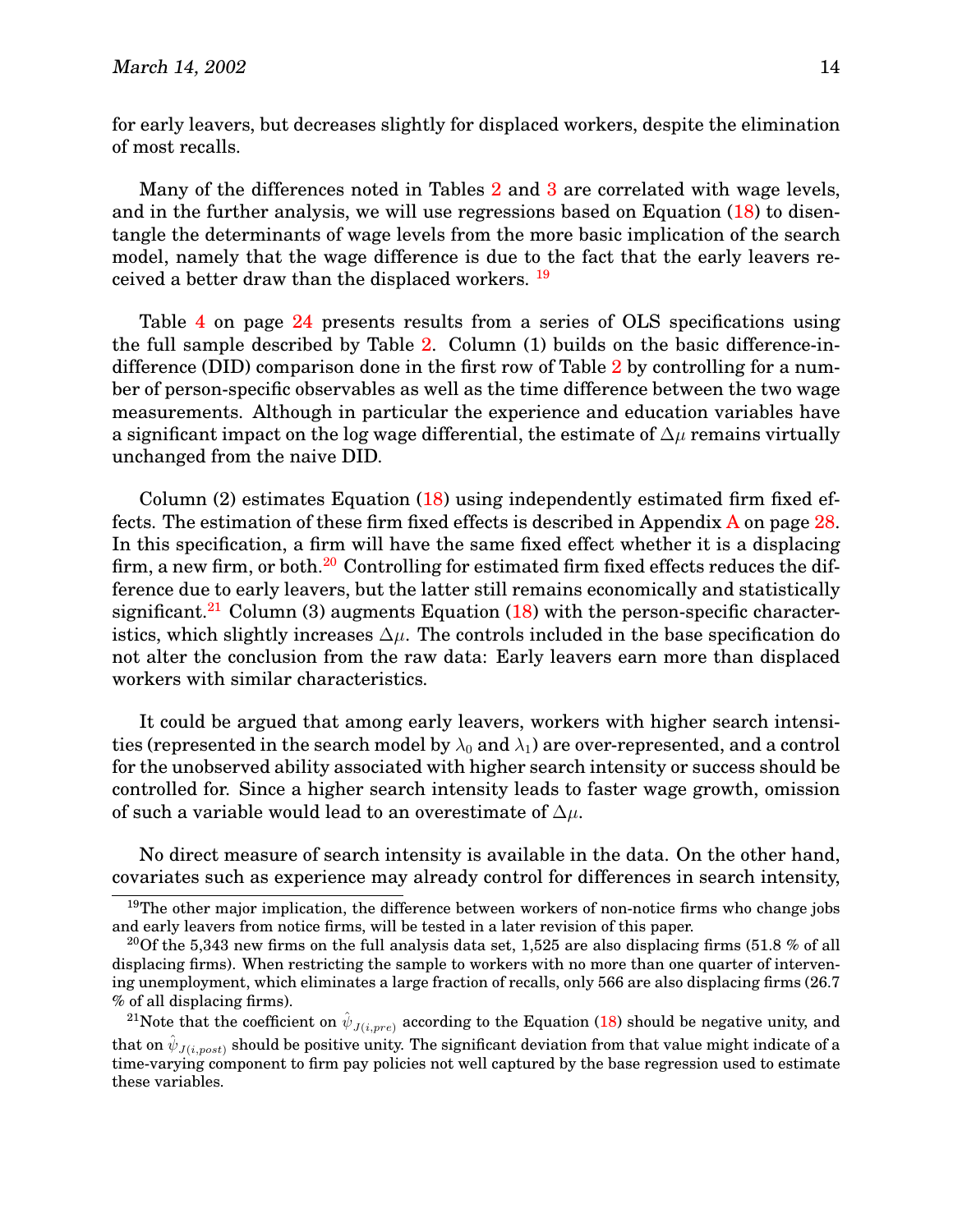for early leavers, but decreases slightly for displaced workers, despite the elimination of most recalls.

Many of the differences noted in Tables 2 and 3 are correlated with wage levels, and in the further analysis, we will use regressions based on Equation (18) to disentangle the determinants of wage levels from the more basic implication of the search model, namely that the wage difference is due to the fact that the early leavers received a better draw than the displaced workers. [19]

Table 4 on page 24 presents results from a series of OLS specifications using the full sample described by Table 2. Column (1) builds on the basic difference-in-difference (DID) comparison done in the first row of Table 2 by controlling for a number of person-specific observables as well as the time difference between the two wage measurements. Although in particular the experience and education variables have a significant impact on the log wage differential, the estimate of $\Delta\mu$ remains virtually unchanged from the naive DID.

Column (2) estimates Equation (18) using independently estimated firm fixed effects. The estimation of these firm fixed effects is described in Appendix A on page 28. In this specification, a firm will have the same fixed effect whether it is a displacing firm, a new firm, or both.[20] Controlling for estimated firm fixed effects reduces the difference due to early leavers, but the latter still remains economically and statistically significant.[21] Column (3) augments Equation (18) with the person-specific characteristics, which slightly increases $\Delta\mu$. The controls included in the base specification do not alter the conclusion from the raw data: Early leavers earn more than displaced workers with similar characteristics.

It could be argued that among early leavers, workers with higher search intensities (represented in the search model by $\lambda_0$ and $\lambda_1$) are over-represented, and a control for the unobserved ability associated with higher search intensity or success should be controlled for. Since a higher search intensity leads to faster wage growth, omission of such a variable would lead to an overestimate of $\Delta\mu$.

No direct measure of search intensity is available in the data. On the other hand, covariates such as experience may already control for differences in search intensity,

[19] The other major implication, the difference between workers of non-notice firms who change jobs and early leavers from notice firms, will be tested in a later revision of this paper.

[20] Of the 5,343 new firms on the full analysis data set, 1,525 are also displacing firms (51.8 % of all displacing firms). When restricting the sample to workers with no more than one quarter of intervening unemployment, which eliminates a large fraction of recalls, only 566 are also displacing firms (26.7 % of all displacing firms).

[21] Note that the coefficient on $\hat{\psi}_{J(i,pre)}$ according to the Equation (18) should be negative unity, and that on $\hat{\psi}_{J(i,post)}$ should be positive unity. The significant deviation from that value might indicate of a time-varying component to firm pay policies not well captured by the base regression used to estimate these variables.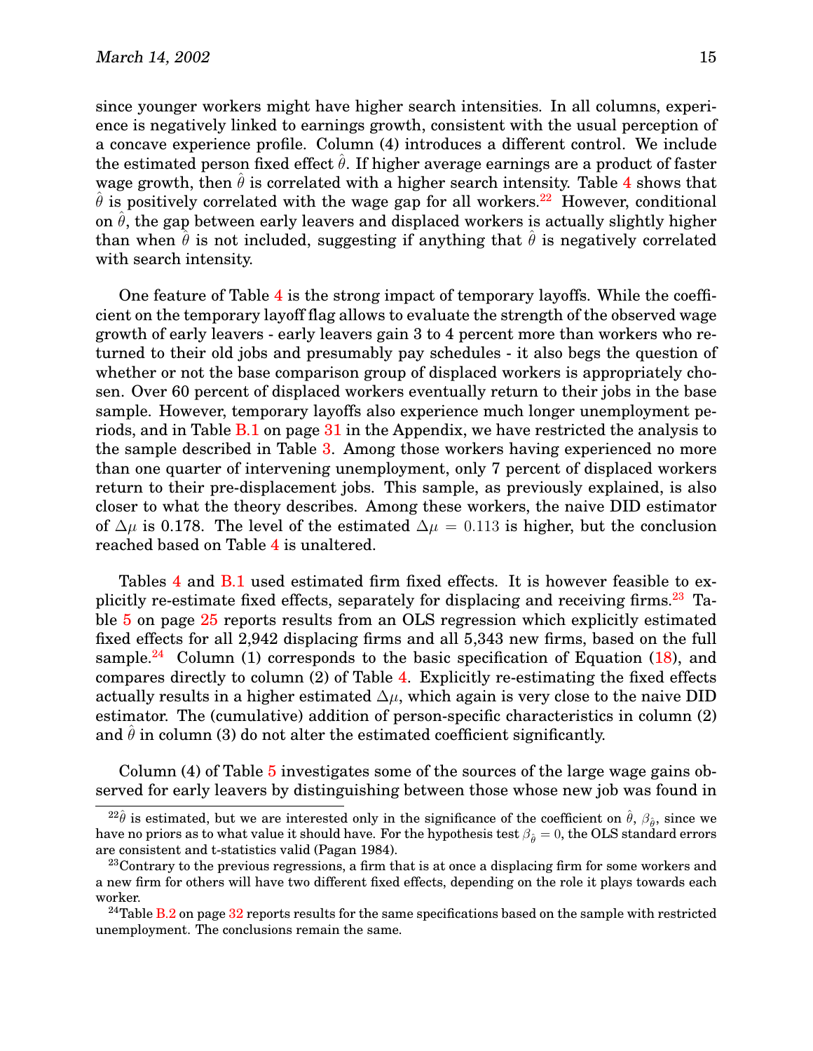since younger workers might have higher search intensities. In all columns, experience is negatively linked to earnings growth, consistent with the usual perception of a concave experience profile. Column (4) introduces a different control. We include the estimated person fixed effect $\hat{\theta}$. If higher average earnings are a product of faster wage growth, then $\hat{\theta}$ is correlated with a higher search intensity. Table 4 shows that $\hat{\theta}$ is positively correlated with the wage gap for all workers.[22] However, conditional on $\hat{\theta}$, the gap between early leavers and displaced workers is actually slightly higher than when $\hat{\theta}$ is not included, suggesting if anything that $\hat{\theta}$ is negatively correlated with search intensity.

One feature of Table 4 is the strong impact of temporary layoffs. While the coefficient on the temporary layoff flag allows to evaluate the strength of the observed wage growth of early leavers - early leavers gain 3 to 4 percent more than workers who returned to their old jobs and presumably pay schedules - it also begs the question of whether or not the base comparison group of displaced workers is appropriately chosen. Over 60 percent of displaced workers eventually return to their jobs in the base sample. However, temporary layoffs also experience much longer unemployment periods, and in Table B.1 on page 31 in the Appendix, we have restricted the analysis to the sample described in Table 3. Among those workers having experienced no more than one quarter of intervening unemployment, only 7 percent of displaced workers return to their pre-displacement jobs. This sample, as previously explained, is also closer to what the theory describes. Among these workers, the naive DID estimator of $\Delta\mu$ is 0.178. The level of the estimated $\Delta\mu = 0.113$ is higher, but the conclusion reached based on Table 4 is unaltered.

Tables 4 and B.1 used estimated firm fixed effects. It is however feasible to explicitly re-estimate fixed effects, separately for displacing and receiving firms.[23] Table 5 on page 25 reports results from an OLS regression which explicitly estimated fixed effects for all 2,942 displacing firms and all 5,343 new firms, based on the full sample.[24] Column (1) corresponds to the basic specification of Equation (18), and compares directly to column (2) of Table 4. Explicitly re-estimating the fixed effects actually results in a higher estimated $\Delta\mu$, which again is very close to the naive DID estimator. The (cumulative) addition of person-specific characteristics in column (2) and $\hat{\theta}$ in column (3) do not alter the estimated coefficient significantly.

Column (4) of Table 5 investigates some of the sources of the large wage gains observed for early leavers by distinguishing between those whose new job was found in

---

[22] $\hat{\theta}$ is estimated, but we are interested only in the significance of the coefficient on $\hat{\theta}$, $\beta_{\hat{\theta}}$, since we have no priors as to what value it should have. For the hypothesis test $\beta_{\hat{\theta}} = 0$, the OLS standard errors are consistent and t-statistics valid (Pagan 1984).

[23] Contrary to the previous regressions, a firm that is at once a displacing firm for some workers and a new firm for others will have two different fixed effects, depending on the role it plays towards each worker.

[24] Table B.2 on page 32 reports results for the same specifications based on the sample with restricted unemployment. The conclusions remain the same.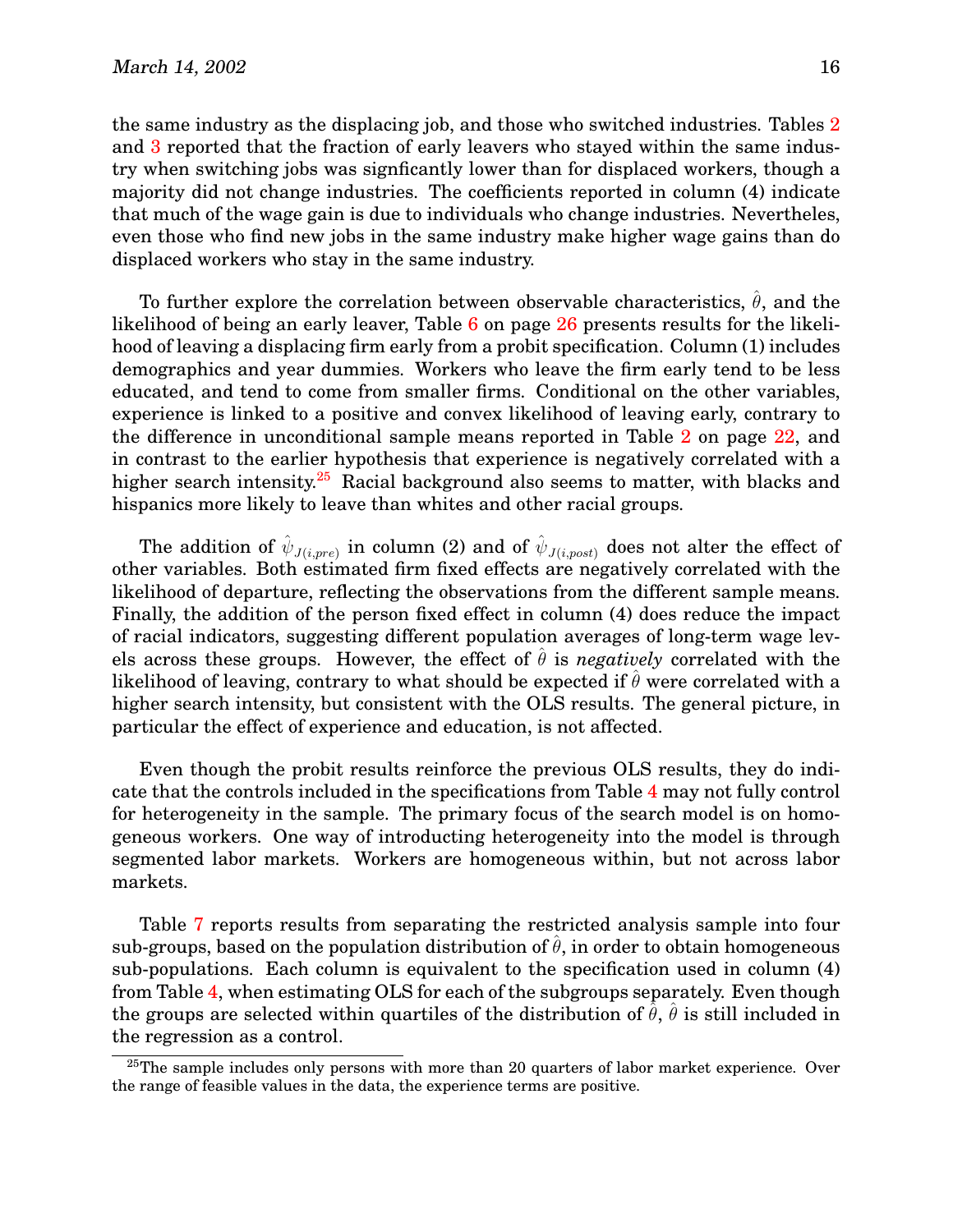the same industry as the displacing job, and those who switched industries. Tables 2 and 3 reported that the fraction of early leavers who stayed within the same industry when switching jobs was signficantly lower than for displaced workers, though a majority did not change industries. The coefficients reported in column (4) indicate that much of the wage gain is due to individuals who change industries. Nevertheles, even those who find new jobs in the same industry make higher wage gains than do displaced workers who stay in the same industry.

To further explore the correlation between observable characteristics, $\hat{\theta}$, and the likelihood of being an early leaver, Table 6 on page 26 presents results for the likelihood of leaving a displacing firm early from a probit specification. Column (1) includes demographics and year dummies. Workers who leave the firm early tend to be less educated, and tend to come from smaller firms. Conditional on the other variables, experience is linked to a positive and convex likelihood of leaving early, contrary to the difference in unconditional sample means reported in Table 2 on page 22, and in contrast to the earlier hypothesis that experience is negatively correlated with a higher search intensity.[25] Racial background also seems to matter, with blacks and hispanics more likely to leave than whites and other racial groups.

The addition of $\hat{\psi}_{J(i,pre)}$ in column (2) and of $\hat{\psi}_{J(i,post)}$ does not alter the effect of other variables. Both estimated firm fixed effects are negatively correlated with the likelihood of departure, reflecting the observations from the different sample means. Finally, the addition of the person fixed effect in column (4) does reduce the impact of racial indicators, suggesting different population averages of long-term wage levels across these groups. However, the effect of $\hat{\theta}$ is *negatively* correlated with the likelihood of leaving, contrary to what should be expected if $\hat{\theta}$ were correlated with a higher search intensity, but consistent with the OLS results. The general picture, in particular the effect of experience and education, is not affected.

Even though the probit results reinforce the previous OLS results, they do indicate that the controls included in the specifications from Table 4 may not fully control for heterogeneity in the sample. The primary focus of the search model is on homogeneous workers. One way of introducting heterogeneity into the model is through segmented labor markets. Workers are homogeneous within, but not across labor markets.

Table 7 reports results from separating the restricted analysis sample into four sub-groups, based on the population distribution of $\hat{\theta}$, in order to obtain homogeneous sub-populations. Each column is equivalent to the specification used in column (4) from Table 4, when estimating OLS for each of the subgroups separately. Even though the groups are selected within quartiles of the distribution of $\hat{\theta}$, $\hat{\theta}$ is still included in the regression as a control.

[25] The sample includes only persons with more than 20 quarters of labor market experience. Over the range of feasible values in the data, the experience terms are positive.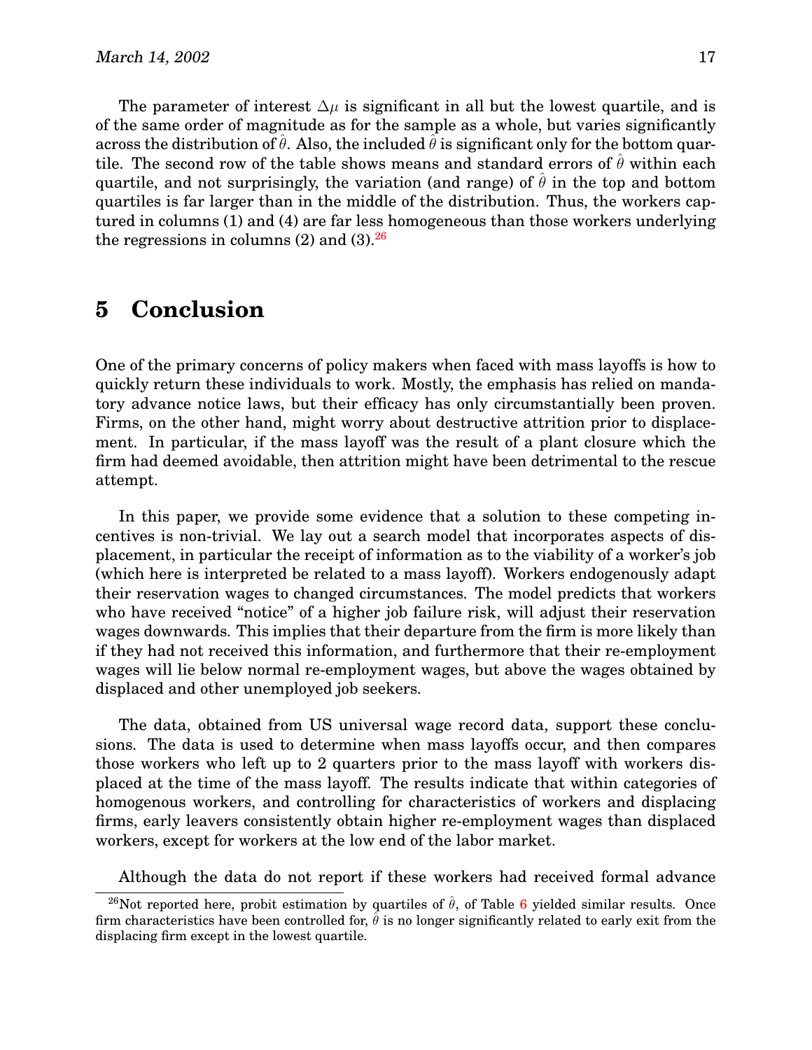The parameter of interest $\Delta\mu$ is significant in all but the lowest quartile, and is of the same order of magnitude as for the sample as a whole, but varies significantly across the distribution of $\hat{\theta}$. Also, the included $\hat{\theta}$ is significant only for the bottom quartile. The second row of the table shows means and standard errors of $\hat{\theta}$ within each quartile, and not surprisingly, the variation (and range) of $\hat{\theta}$ in the top and bottom quartiles is far larger than in the middle of the distribution. Thus, the workers captured in columns (1) and (4) are far less homogeneous than those workers underlying the regressions in columns (2) and (3).[26]

# 5 Conclusion

One of the primary concerns of policy makers when faced with mass layoffs is how to quickly return these individuals to work. Mostly, the emphasis has relied on mandatory advance notice laws, but their efficacy has only circumstantially been proven. Firms, on the other hand, might worry about destructive attrition prior to displacement. In particular, if the mass layoff was the result of a plant closure which the firm had deemed avoidable, then attrition might have been detrimental to the rescue attempt.

In this paper, we provide some evidence that a solution to these competing incentives is non-trivial. We lay out a search model that incorporates aspects of displacement, in particular the receipt of information as to the viability of a worker's job (which here is interpreted be related to a mass layoff). Workers endogenously adapt their reservation wages to changed circumstances. The model predicts that workers who have received "notice" of a higher job failure risk, will adjust their reservation wages downwards. This implies that their departure from the firm is more likely than if they had not received this information, and furthermore that their re-employment wages will lie below normal re-employment wages, but above the wages obtained by displaced and other unemployed job seekers.

The data, obtained from US universal wage record data, support these conclusions. The data is used to determine when mass layoffs occur, and then compares those workers who left up to 2 quarters prior to the mass layoff with workers displaced at the time of the mass layoff. The results indicate that within categories of homogenous workers, and controlling for characteristics of workers and displacing firms, early leavers consistently obtain higher re-employment wages than displaced workers, except for workers at the low end of the labor market.

Although the data do not report if these workers had received formal advance

[26] Not reported here, probit estimation by quartiles of $\hat{\theta}$, of Table 6 yielded similar results. Once firm characteristics have been controlled for, $\hat{\theta}$ is no longer significantly related to early exit from the displacing firm except in the lowest quartile.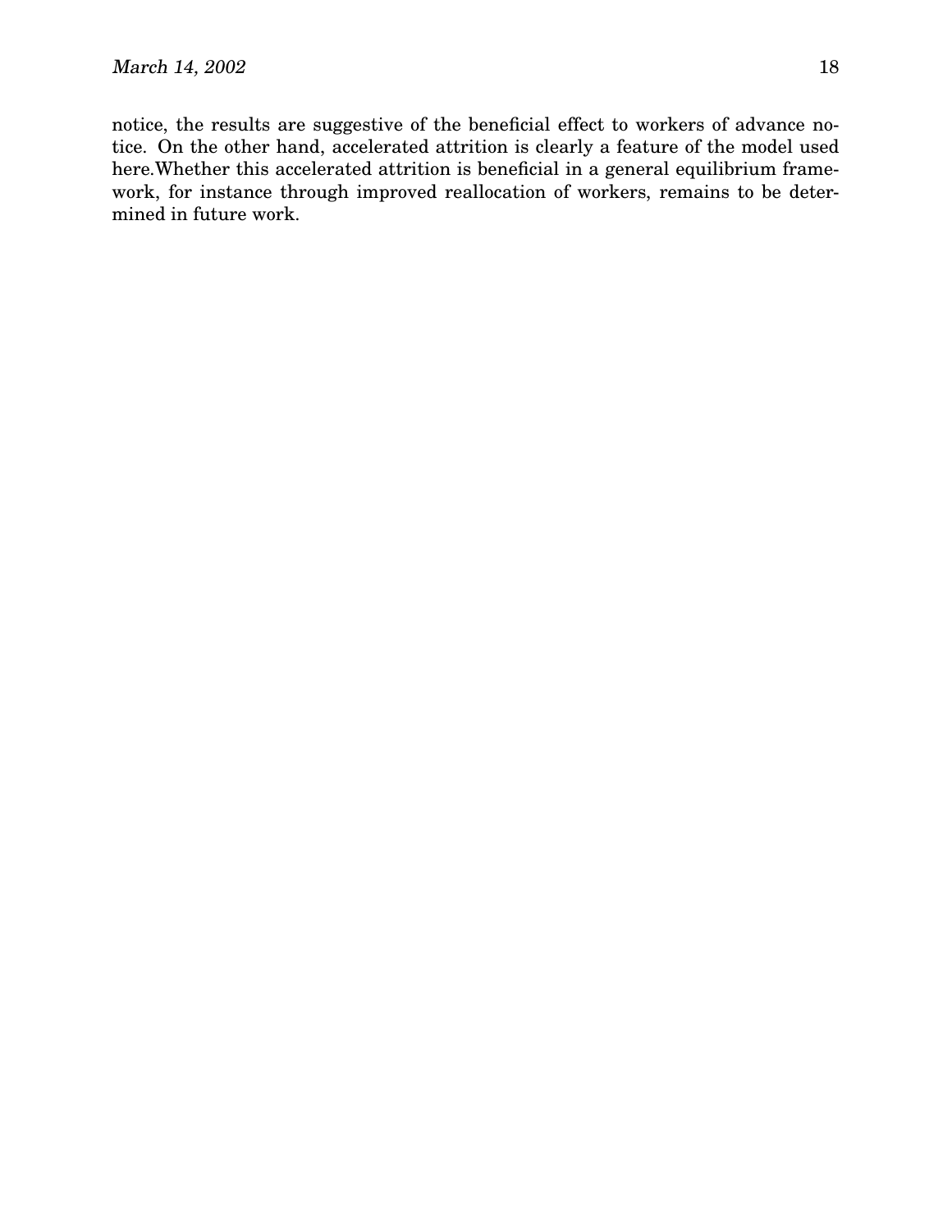notice, the results are suggestive of the beneficial effect to workers of advance notice. On the other hand, accelerated attrition is clearly a feature of the model used here.Whether this accelerated attrition is beneficial in a general equilibrium framework, for instance through improved reallocation of workers, remains to be determined in future work.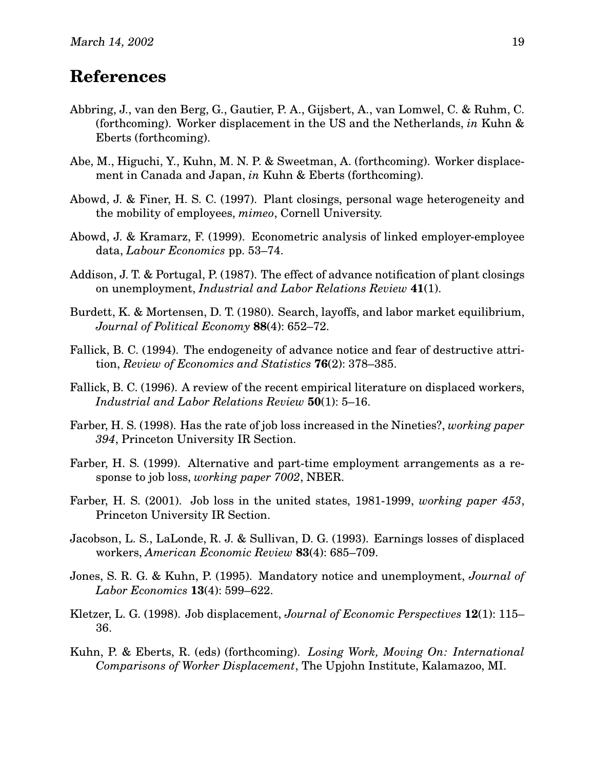# References

Abbring, J., van den Berg, G., Gautier, P. A., Gijsbert, A., van Lomwel, C. & Ruhm, C. (forthcoming). Worker displacement in the US and the Netherlands, *in* Kuhn & Eberts (forthcoming).

Abe, M., Higuchi, Y., Kuhn, M. N. P. & Sweetman, A. (forthcoming). Worker displacement in Canada and Japan, *in* Kuhn & Eberts (forthcoming).

Abowd, J. & Finer, H. S. C. (1997). Plant closings, personal wage heterogeneity and the mobility of employees, *mimeo*, Cornell University.

Abowd, J. & Kramarz, F. (1999). Econometric analysis of linked employer-employee data, *Labour Economics* pp. 53–74.

Addison, J. T. & Portugal, P. (1987). The effect of advance notification of plant closings on unemployment, *Industrial and Labor Relations Review* **41**(1).

Burdett, K. & Mortensen, D. T. (1980). Search, layoffs, and labor market equilibrium, *Journal of Political Economy* **88**(4): 652–72.

Fallick, B. C. (1994). The endogeneity of advance notice and fear of destructive attrition, *Review of Economics and Statistics* **76**(2): 378–385.

Fallick, B. C. (1996). A review of the recent empirical literature on displaced workers, *Industrial and Labor Relations Review* **50**(1): 5–16.

Farber, H. S. (1998). Has the rate of job loss increased in the Nineties?, *working paper 394*, Princeton University IR Section.

Farber, H. S. (1999). Alternative and part-time employment arrangements as a response to job loss, *working paper 7002*, NBER.

Farber, H. S. (2001). Job loss in the united states, 1981-1999, *working paper 453*, Princeton University IR Section.

Jacobson, L. S., LaLonde, R. J. & Sullivan, D. G. (1993). Earnings losses of displaced workers, *American Economic Review* **83**(4): 685–709.

Jones, S. R. G. & Kuhn, P. (1995). Mandatory notice and unemployment, *Journal of Labor Economics* **13**(4): 599–622.

Kletzer, L. G. (1998). Job displacement, *Journal of Economic Perspectives* **12**(1): 115–36.

Kuhn, P. & Eberts, R. (eds) (forthcoming). *Losing Work, Moving On: International Comparisons of Worker Displacement*, The Upjohn Institute, Kalamazoo, MI.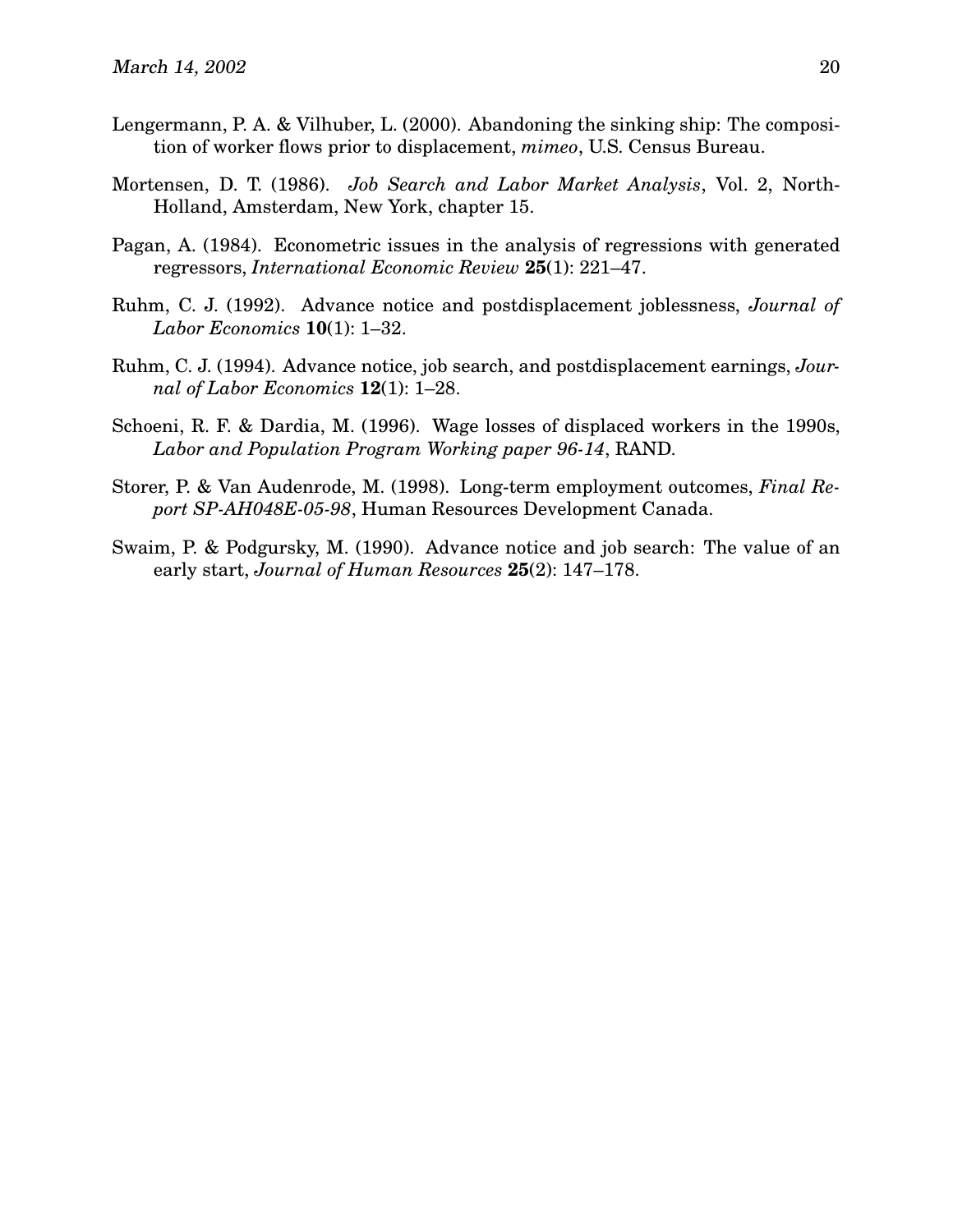Lengermann, P. A. & Vilhuber, L. (2000). Abandoning the sinking ship: The composition of worker flows prior to displacement, *mimeo*, U.S. Census Bureau.

Mortensen, D. T. (1986). *Job Search and Labor Market Analysis*, Vol. 2, North-Holland, Amsterdam, New York, chapter 15.

Pagan, A. (1984). Econometric issues in the analysis of regressions with generated regressors, *International Economic Review* **25**(1): 221–47.

Ruhm, C. J. (1992). Advance notice and postdisplacement joblessness, *Journal of Labor Economics* **10**(1): 1–32.

Ruhm, C. J. (1994). Advance notice, job search, and postdisplacement earnings, *Journal of Labor Economics* **12**(1): 1–28.

Schoeni, R. F. & Dardia, M. (1996). Wage losses of displaced workers in the 1990s, *Labor and Population Program Working paper 96-14*, RAND.

Storer, P. & Van Audenrode, M. (1998). Long-term employment outcomes, *Final Report SP-AH048E-05-98*, Human Resources Development Canada.

Swaim, P. & Podgursky, M. (1990). Advance notice and job search: The value of an early start, *Journal of Human Resources* **25**(2): 147–178.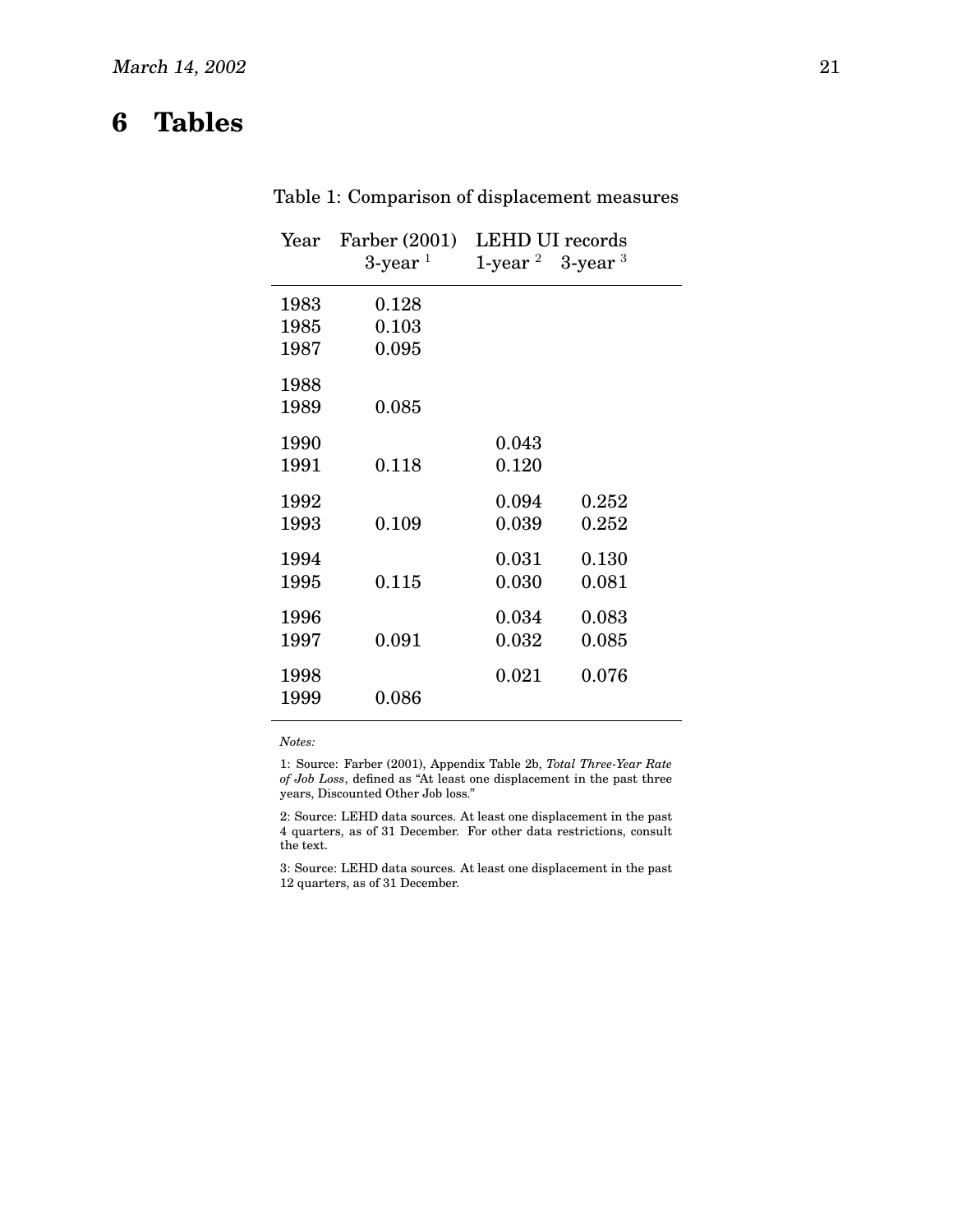# 6 Tables

Table 1: Comparison of displacement measures

| Year | Farber (2001) 3-year [1] | LEHD UI records 1-year [2] | 3-year [3] |
|---|---|---|---|
| 1983 | 0.128 | | |
| 1985 | 0.103 | | |
| 1987 | 0.095 | | |
| 1988 | | | |
| 1989 | 0.085 | | |
| 1990 | | 0.043 | |
| 1991 | 0.118 | 0.120 | |
| 1992 | | 0.094 | 0.252 |
| 1993 | 0.109 | 0.039 | 0.252 |
| 1994 | | 0.031 | 0.130 |
| 1995 | 0.115 | 0.030 | 0.081 |
| 1996 | | 0.034 | 0.083 |
| 1997 | 0.091 | 0.032 | 0.085 |
| 1998 | | 0.021 | 0.076 |
| 1999 | 0.086 | | |

*Notes:*

1: Source: Farber (2001), Appendix Table 2b, *Total Three-Year Rate of Job Loss*, defined as "At least one displacement in the past three years, Discounted Other Job loss."

2: Source: LEHD data sources. At least one displacement in the past 4 quarters, as of 31 December. For other data restrictions, consult the text.

3: Source: LEHD data sources. At least one displacement in the past 12 quarters, as of 31 December.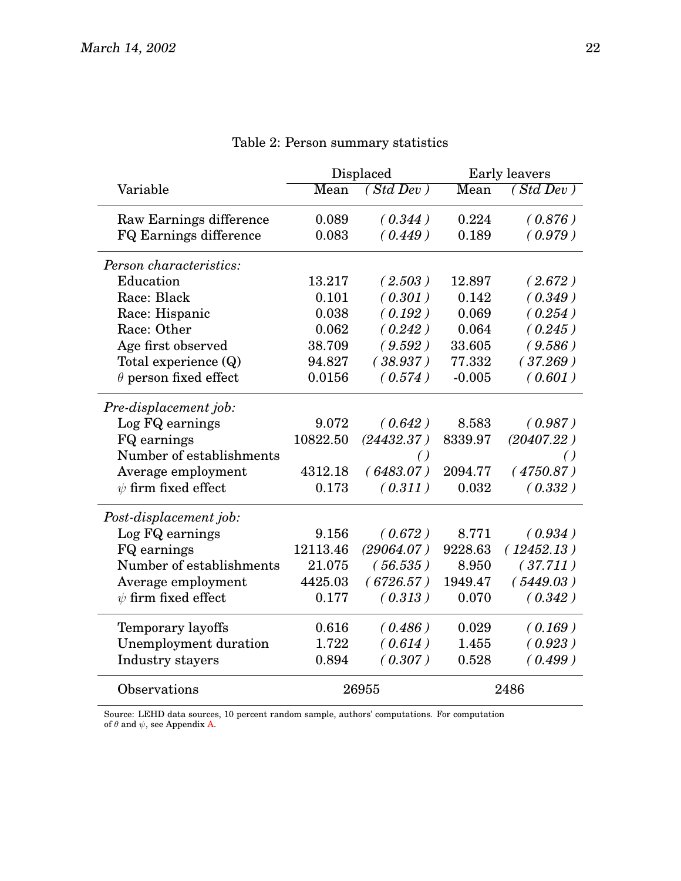Table 2: Person summary statistics

| Variable | Displaced | | Early leavers | |
|---|---|---|---|---|
| | Mean | *( Std Dev )* | Mean | *( Std Dev )* |
| Raw Earnings difference | 0.089 | *( 0.344 )* | 0.224 | *( 0.876 )* |
| FQ Earnings difference | 0.083 | *( 0.449 )* | 0.189 | *( 0.979 )* |
| *Person characteristics:* | | | | |
| Education | 13.217 | *( 2.503 )* | 12.897 | *( 2.672 )* |
| Race: Black | 0.101 | *( 0.301 )* | 0.142 | *( 0.349 )* |
| Race: Hispanic | 0.038 | *( 0.192 )* | 0.069 | *( 0.254 )* |
| Race: Other | 0.062 | *( 0.242 )* | 0.064 | *( 0.245 )* |
| Age first observed | 38.709 | *( 9.592 )* | 33.605 | *( 9.586 )* |
| Total experience (Q) | 94.827 | *( 38.937 )* | 77.332 | *( 37.269 )* |
| $\theta$ person fixed effect | 0.0156 | *( 0.574 )* | -0.005 | *( 0.601 )* |
| *Pre-displacement job:* | | | | |
| Log FQ earnings | 9.072 | *( 0.642 )* | 8.583 | *( 0.987 )* |
| FQ earnings | 10822.50 | *(24432.37 )* | 8339.97 | *(20407.22 )* |
| Number of establishments | | *( )* | | *( )* |
| Average employment | 4312.18 | *( 6483.07 )* | 2094.77 | *( 4750.87 )* |
| $\psi$ firm fixed effect | 0.173 | *( 0.311 )* | 0.032 | *( 0.332 )* |
| *Post-displacement job:* | | | | |
| Log FQ earnings | 9.156 | *( 0.672 )* | 8.771 | *( 0.934 )* |
| FQ earnings | 12113.46 | *(29064.07 )* | 9228.63 | *( 12452.13 )* |
| Number of establishments | 21.075 | *( 56.535 )* | 8.950 | *( 37.711 )* |
| Average employment | 4425.03 | *( 6726.57 )* | 1949.47 | *( 5449.03 )* |
| $\psi$ firm fixed effect | 0.177 | *( 0.313 )* | 0.070 | *( 0.342 )* |
| Temporary layoffs | 0.616 | *( 0.486 )* | 0.029 | *( 0.169 )* |
| Unemployment duration | 1.722 | *( 0.614 )* | 1.455 | *( 0.923 )* |
| Industry stayers | 0.894 | *( 0.307 )* | 0.528 | *( 0.499 )* |
| Observations | 26955 | | 2486 | |

Source: LEHD data sources, 10 percent random sample, authors' computations. For computation of $\theta$ and $\psi$, see Appendix A.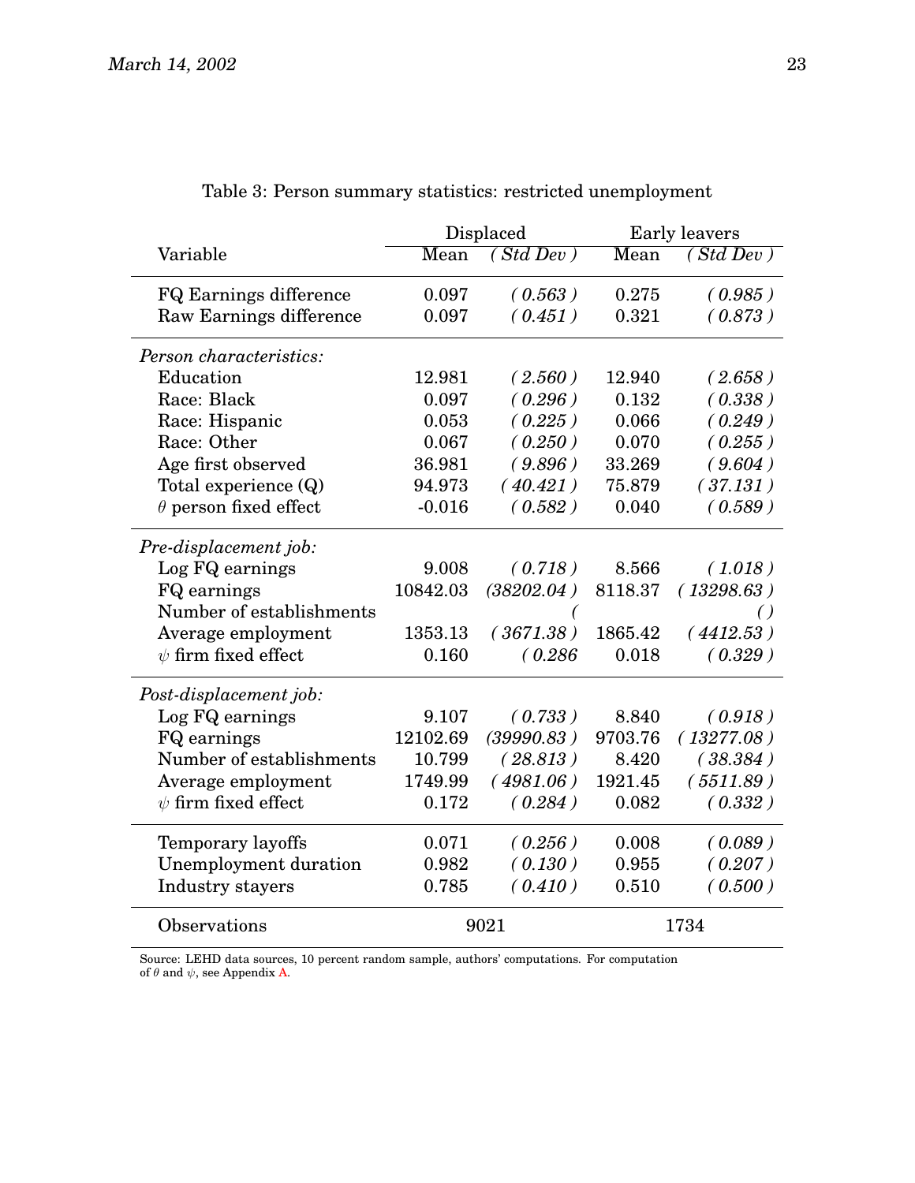Table 3: Person summary statistics: restricted unemployment

| Variable | Displaced | | Early leavers | |
|---|---|---|---|---|
| | Mean | *( Std Dev )* | Mean | *( Std Dev )* |
| FQ Earnings difference | 0.097 | *( 0.563 )* | 0.275 | *( 0.985 )* |
| Raw Earnings difference | 0.097 | *( 0.451 )* | 0.321 | *( 0.873 )* |
| *Person characteristics:* | | | | |
| Education | 12.981 | *( 2.560 )* | 12.940 | *( 2.658 )* |
| Race: Black | 0.097 | *( 0.296 )* | 0.132 | *( 0.338 )* |
| Race: Hispanic | 0.053 | *( 0.225 )* | 0.066 | *( 0.249 )* |
| Race: Other | 0.067 | *( 0.250 )* | 0.070 | *( 0.255 )* |
| Age first observed | 36.981 | *( 9.896 )* | 33.269 | *( 9.604 )* |
| Total experience (Q) | 94.973 | *( 40.421 )* | 75.879 | *( 37.131 )* |
| $\theta$ person fixed effect | -0.016 | *( 0.582 )* | 0.040 | *( 0.589 )* |
| *Pre-displacement job:* | | | | |
| Log FQ earnings | 9.008 | *( 0.718 )* | 8.566 | *( 1.018 )* |
| FQ earnings | 10842.03 | *(38202.04 )* | 8118.37 | *( 13298.63 )* |
| Number of establishments | | *(* | | *( )* |
| Average employment | 1353.13 | *( 3671.38 )* | 1865.42 | *( 4412.53 )* |
| $\psi$ firm fixed effect | 0.160 | *( 0.286* | 0.018 | *( 0.329 )* |
| *Post-displacement job:* | | | | |
| Log FQ earnings | 9.107 | *( 0.733 )* | 8.840 | *( 0.918 )* |
| FQ earnings | 12102.69 | *(39990.83 )* | 9703.76 | *( 13277.08 )* |
| Number of establishments | 10.799 | *( 28.813 )* | 8.420 | *( 38.384 )* |
| Average employment | 1749.99 | *( 4981.06 )* | 1921.45 | *( 5511.89 )* |
| $\psi$ firm fixed effect | 0.172 | *( 0.284 )* | 0.082 | *( 0.332 )* |
| Temporary layoffs | 0.071 | *( 0.256 )* | 0.008 | *( 0.089 )* |
| Unemployment duration | 0.982 | *( 0.130 )* | 0.955 | *( 0.207 )* |
| Industry stayers | 0.785 | *( 0.410 )* | 0.510 | *( 0.500 )* |
| Observations | 9021 | | 1734 | |

Source: LEHD data sources, 10 percent random sample, authors' computations. For computation of $\theta$ and $\psi$, see Appendix A.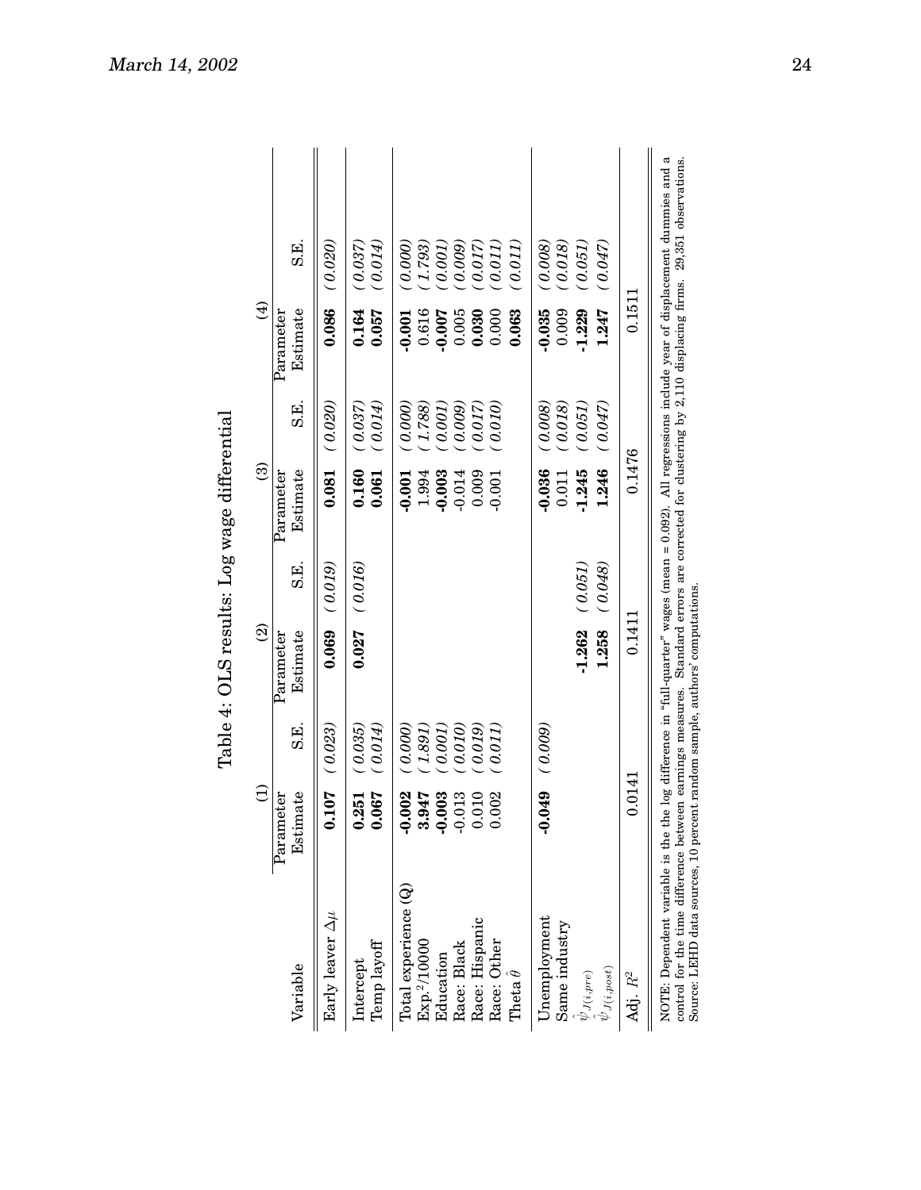Table 4: OLS results: Log wage differential

| Variable | (1) Parameter Estimate | (1) S.E. | (2) Parameter Estimate | (2) S.E. | (3) Parameter Estimate | (3) S.E. | (4) Parameter Estimate | (4) S.E. |
|---|---|---|---|---|---|---|---|---|
| Early leaver $\Delta\mu$ | **0.107** | *( 0.023)* | **0.069** | *( 0.019)* | **0.081** | *( 0.020)* | **0.086** | *( 0.020)* |
| Intercept | **0.251** | *( 0.035)* | **0.027** | *( 0.016)* | **0.160** | *( 0.037)* | **0.164** | *( 0.037)* |
| Temp layoff | **0.067** | *( 0.014)* | | | **0.061** | *( 0.014)* | **0.057** | *( 0.014)* |
| Total experience (Q) | **-0.002** | *( 0.000)* | | | **-0.001** | *( 0.000)* | **-0.001** | *( 0.000)* |
| Exp.$^2$/10000 | **3.947** | *( 1.891)* | | | 1.994 | *( 1.788)* | 0.616 | *( 1.793)* |
| Education | **-0.003** | *( 0.001)* | | | **-0.003** | *( 0.001)* | **-0.007** | *( 0.001)* |
| Race: Black | -0.013 | *( 0.010)* | | | -0.014 | *( 0.009)* | 0.005 | *( 0.009)* |
| Race: Hispanic | 0.010 | *( 0.019)* | | | 0.009 | *( 0.017)* | **0.030** | *( 0.017)* |
| Race: Other | 0.002 | *( 0.011)* | | | -0.001 | *( 0.010)* | 0.000 | *( 0.011)* |
| Theta $\hat{\theta}$ | | | | | | | **0.063** | *( 0.011)* |
| Unemployment | **-0.049** | *( 0.009)* | | | **-0.036** | *( 0.008)* | **-0.035** | *( 0.008)* |
| Same industry | | | | | 0.011 | *( 0.018)* | 0.009 | *( 0.018)* |
| $\hat{\psi}_{J(i,pre)}$ | | | **-1.262** | *( 0.051)* | **-1.245** | *( 0.051)* | **-1.229** | *( 0.051)* |
| $\hat{\psi}_{J(i,post)}$ | | | **1.258** | *( 0.048)* | **1.246** | *( 0.047)* | **1.247** | *( 0.047)* |
| Adj. $R^2$ | 0.0141 | | 0.1411 | | 0.1476 | | 0.1511 | |

NOTE: Dependent variable is the the log difference in "full-quarter" wages (mean = 0.092). All regressions include year of displacement dummies and a control for the time difference between earnings measures. Standard errors are corrected for clustering by 2,110 displacing firms. 29,351 observations. Source: LEHD data sources, 10 percent random sample, authors' computations.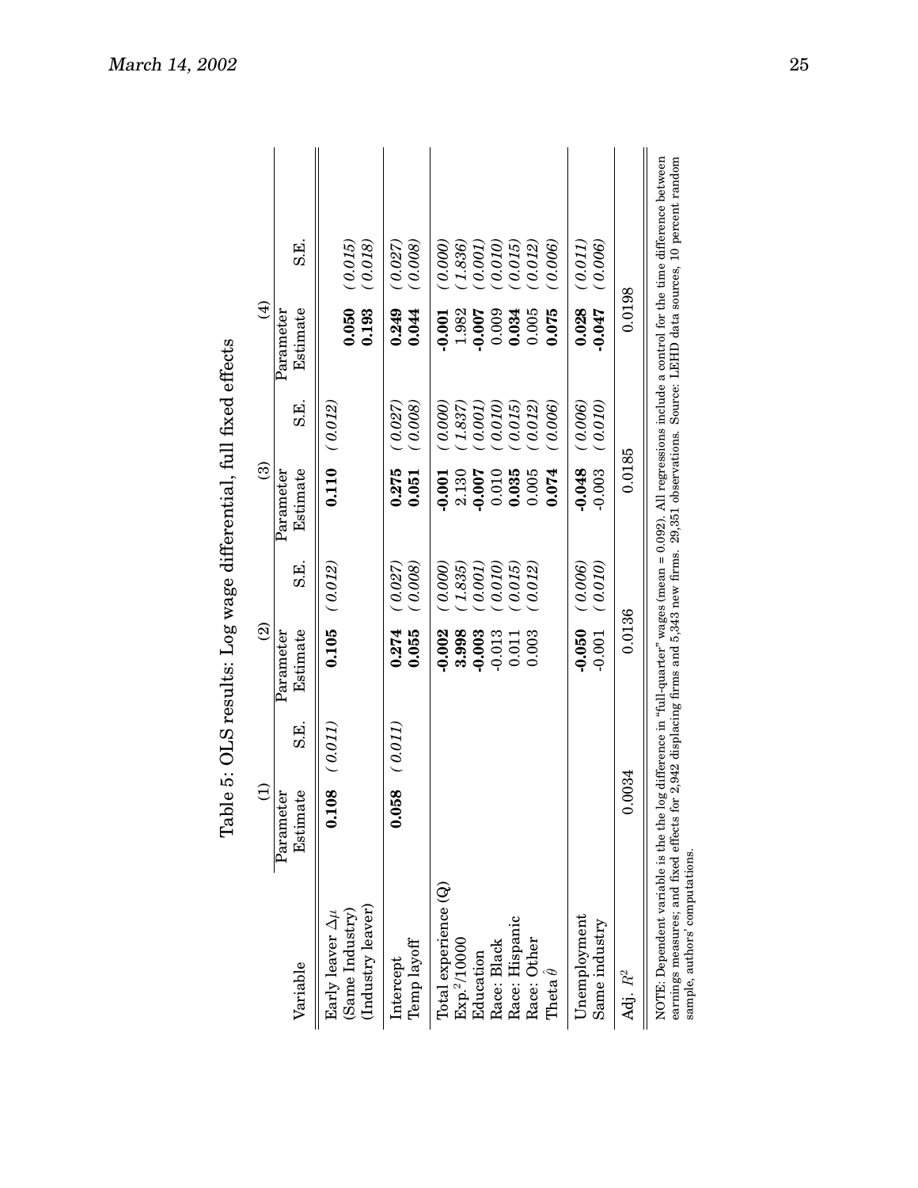Table 5: OLS results: Log wage differential, full fixed effects

| Variable | (1) Parameter Estimate | (1) S.E. | (2) Parameter Estimate | (2) S.E. | (3) Parameter Estimate | (3) S.E. | (4) Parameter Estimate | (4) S.E. |
|---|---|---|---|---|---|---|---|---|
| Early leaver $\Delta\mu$ | **0.108** | (0.011) | **0.105** | (0.012) | **0.110** | (0.012) | | |
| (Same Industry) | | | | | | | **0.050** | (0.015) |
| (Industry leaver) | | | | | | | **0.193** | (0.018) |
| Intercept | **0.058** | (0.011) | **0.274** | (0.027) | **0.275** | (0.027) | **0.249** | (0.027) |
| Temp layoff | | | **0.055** | (0.008) | **0.051** | (0.008) | **0.044** | (0.008) |
| Total experience (Q) | | | **-0.002** | (0.000) | **-0.001** | (0.000) | **-0.001** | (0.000) |
| Exp.$^2$/10000 | | | **3.998** | (1.835) | 2.130 | (1.837) | 1.982 | (1.836) |
| Education | | | **-0.003** | (0.001) | **-0.007** | (0.001) | **-0.007** | (0.001) |
| Race: Black | | | -0.013 | (0.010) | 0.010 | (0.010) | 0.009 | (0.010) |
| Race: Hispanic | | | 0.011 | (0.015) | **0.035** | (0.015) | **0.034** | (0.015) |
| Race: Other | | | 0.003 | (0.012) | 0.005 | (0.012) | 0.005 | (0.012) |
| Theta $\hat{\theta}$ | | | | | **0.074** | (0.006) | **0.075** | (0.006) |
| Unemployment | | | **-0.050** | (0.006) | **-0.048** | (0.006) | **0.028** | (0.011) |
| Same industry | | | -0.001 | (0.010) | -0.003 | (0.010) | **-0.047** | (0.006) |
| Adj. $R^2$ | 0.0034 | | 0.0136 | | 0.0185 | | 0.0198 | |

NOTE: Dependent variable is the the log difference in "full-quarter" wages (mean = 0.092). All regressions include a control for the time difference between earnings measures; and fixed effects for 2,942 displacing firms and 5,343 new firms. 29,351 observations. Source: LEHD data sources, 10 percent random sample, authors' computations.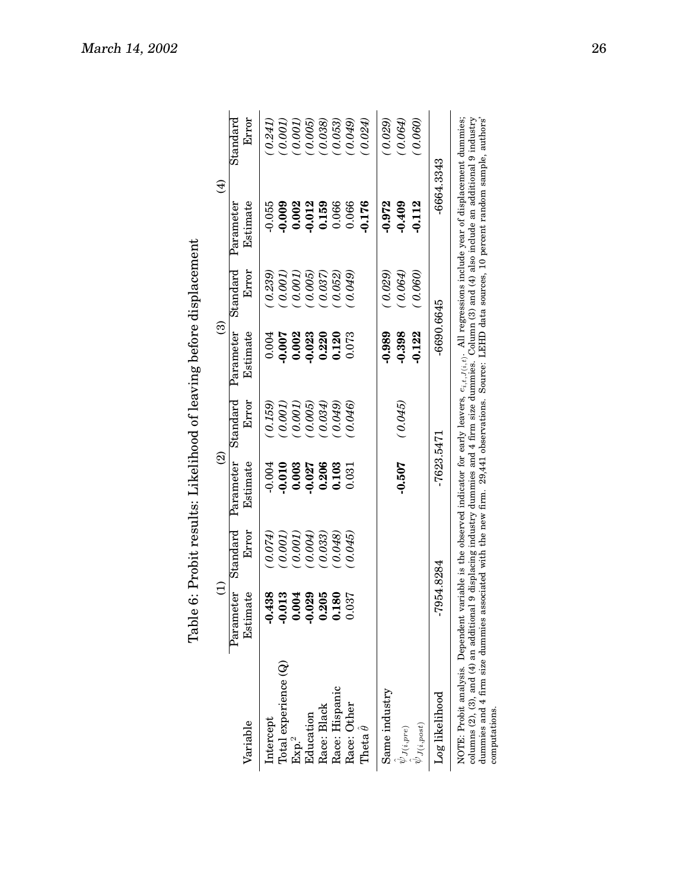# Table 6: Probit results: Likelihood of leaving before displacement

| Variable | (1) Parameter Estimate | (1) Standard Error | (2) Parameter Estimate | (2) Standard Error | (3) Parameter Estimate | (3) Standard Error | (4) Parameter Estimate | (4) Standard Error |
|---|---|---|---|---|---|---|---|---|
| Intercept | **-0.438** | *( 0.074)* | -0.004 | *( 0.159)* | 0.004 | *( 0.239)* | -0.055 | *( 0.241)* |
| Total experience (Q) | **-0.013** | *( 0.001)* | **-0.010** | *( 0.001)* | **-0.007** | *( 0.001)* | **-0.009** | *( 0.001)* |
| Exp.$^2$ | **0.004** | *( 0.001)* | **0.003** | *( 0.001)* | **0.002** | *( 0.001)* | **0.002** | *( 0.001)* |
| Education | **-0.029** | *( 0.004)* | **-0.027** | *( 0.005)* | **-0.023** | *( 0.005)* | **-0.012** | *( 0.005)* |
| Race: Black | **0.205** | *( 0.033)* | **0.206** | *( 0.034)* | **0.220** | *( 0.037)* | **0.159** | *( 0.038)* |
| Race: Hispanic | **0.180** | *( 0.048)* | **0.103** | *( 0.049)* | **0.120** | *( 0.052)* | 0.066 | *( 0.053)* |
| Race: Other | 0.037 | *( 0.045)* | 0.031 | *( 0.046)* | 0.073 | *( 0.049)* | 0.066 | *( 0.049)* |
| Theta $\hat{\theta}$ | | | | | | | **-0.176** | *( 0.024)* |
| Same industry | | | **-0.507** | *( 0.045)* | | | | |
| $\hat{\psi}_{J(i,pre)}$ | | | | | **-0.989** | *( 0.029)* | **-0.972** | *( 0.029)* |
| $\hat{\psi}_{J(i,post)}$ | | | | | **-0.398** | *( 0.064)* | **-0.409** | *( 0.064)* |
| | | | | | **-0.122** | *( 0.060)* | **-0.112** | *( 0.060)* |
| Log likelihood | -7954.8284 | | -7623.5471 | | -6690.6645 | | -6664.3343 | |

NOTE: Probit analysis. Dependent variable is the observed indicator for early leavers, $e_{i,t,J(i,t)}$. All regressions include year of displacement dummies; columns (2), (3), and (4) an additional 9 displacing industry dummies and 4 firm size dummies. Column (3) and (4) also include an additional 9 industry dummies and 4 firm size dummies associated with the new firm. 29,441 observations. Source: LEHD data sources, 10 percent random sample, authors' computations.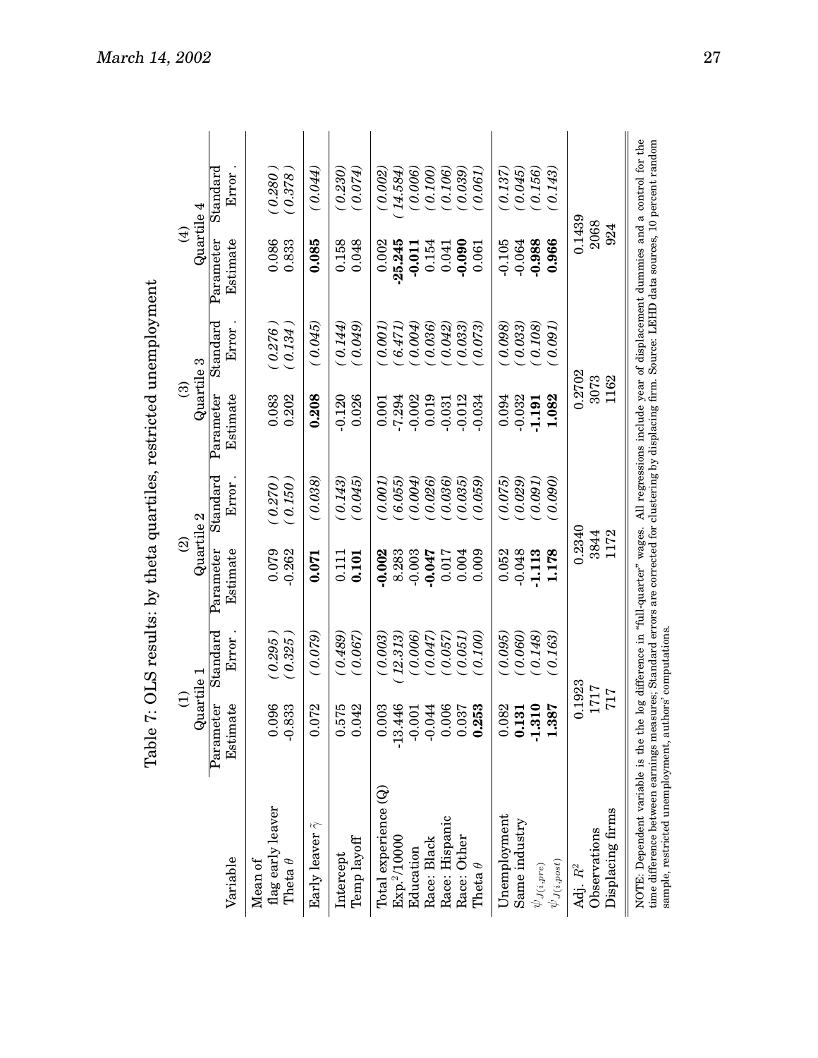# Table 7: OLS results: by theta quartiles, restricted unemployment

| Variable | (1) Quartile 1 Parameter Estimate | Standard Error | (2) Quartile 2 Parameter Estimate | Standard Error | (3) Quartile 3 Parameter Estimate | Standard Error | (4) Quartile 4 Parameter Estimate | Standard Error |
|---|---|---|---|---|---|---|---|---|
| Mean of | | | | | | | | |
| flag early leaver | 0.096 | *( 0.295 )* | 0.079 | *( 0.270 )* | 0.083 | *( 0.276 )* | 0.086 | *( 0.280 )* |
| Theta $\theta$ | -0.833 | *( 0.325 )* | -0.262 | *( 0.150 )* | 0.202 | *( 0.134 )* | 0.833 | *( 0.378 )* |
| Early leaver $\tilde{\gamma}$ | 0.072 | *( 0.079)* | **0.071** | *( 0.038)* | **0.208** | *( 0.045)* | **0.085** | *( 0.044)* |
| Intercept | 0.575 | *( 0.489)* | 0.111 | *( 0.143)* | -0.120 | *( 0.144)* | 0.158 | *( 0.230)* |
| Temp layoff | 0.042 | *( 0.067)* | **0.101** | *( 0.045)* | 0.026 | *( 0.049)* | 0.048 | *( 0.074)* |
| Total experience (Q) | 0.003 | *( 0.003)* | **-0.002** | *( 0.001)* | 0.001 | *( 0.001)* | 0.002 | *( 0.002)* |
| Exp.$^2$/10000 | -13.446 | *( 12.313)* | 8.283 | *( 6.055)* | -7.294 | *( 6.471)* | **-25.245** | *( 14.584)* |
| Education | -0.001 | *( 0.006)* | -0.003 | *( 0.004)* | -0.002 | *( 0.004)* | **-0.011** | *( 0.006)* |
| Race: Black | -0.044 | *( 0.047)* | **-0.047** | *( 0.026)* | 0.019 | *( 0.036)* | 0.154 | *( 0.100)* |
| Race: Hispanic | 0.006 | *( 0.057)* | 0.017 | *( 0.036)* | -0.031 | *( 0.042)* | 0.041 | *( 0.106)* |
| Race: Other | 0.037 | *( 0.051)* | 0.004 | *( 0.035)* | -0.012 | *( 0.033)* | **-0.090** | *( 0.039)* |
| Theta $\theta$ | **0.253** | *( 0.100)* | 0.009 | *( 0.059)* | -0.034 | *( 0.073)* | 0.061 | *( 0.061)* |
| Unemployment | 0.082 | *( 0.095)* | 0.052 | *( 0.075)* | 0.094 | *( 0.098)* | -0.105 | *( 0.137)* |
| Same industry | **0.131** | *( 0.060)* | -0.048 | *( 0.029)* | -0.032 | *( 0.033)* | -0.064 | *( 0.045)* |
| $\psi_{J(i,pre)}$ | **-1.310** | *( 0.148)* | **-1.113** | *( 0.091)* | **-1.191** | *( 0.108)* | **-0.988** | *( 0.156)* |
| $\psi_{J(i,post)}$ | **1.387** | *( 0.163)* | **1.178** | *( 0.090)* | **1.082** | *( 0.091)* | **0.966** | *( 0.143)* |
| Adj. $R^2$ | 0.1923 | | 0.2340 | | 0.2702 | | 0.1439 | |
| Observations | 1717 | | 3844 | | 3073 | | 2068 | |
| Displacing firms | 717 | | 1172 | | 1162 | | 924 | |

NOTE: Dependent variable is the log difference in "full-quarter" wages. All regressions include year of displacement dummies and a control for the time difference between earnings measures; Standard errors are corrected for clustering by displacing firm. Source: LEHD data sources, 10 percent random sample, restricted unemployment, authors' computations.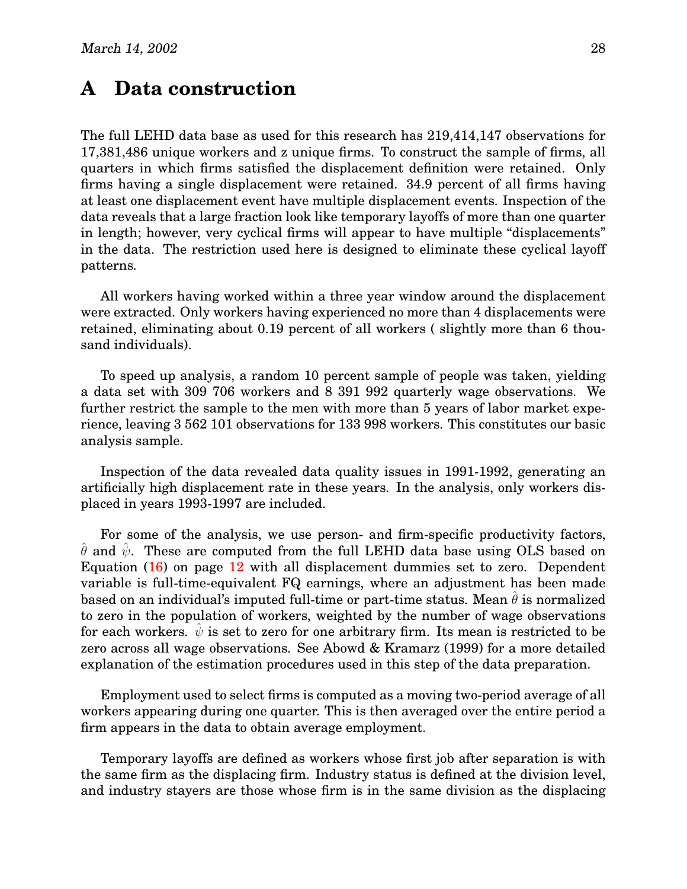# A Data construction

The full LEHD data base as used for this research has 219,414,147 observations for 17,381,486 unique workers and z unique firms. To construct the sample of firms, all quarters in which firms satisfied the displacement definition were retained. Only firms having a single displacement were retained. 34.9 percent of all firms having at least one displacement event have multiple displacement events. Inspection of the data reveals that a large fraction look like temporary layoffs of more than one quarter in length; however, very cyclical firms will appear to have multiple "displacements" in the data. The restriction used here is designed to eliminate these cyclical layoff patterns.

All workers having worked within a three year window around the displacement were extracted. Only workers having experienced no more than 4 displacements were retained, eliminating about 0.19 percent of all workers ( slightly more than 6 thousand individuals).

To speed up analysis, a random 10 percent sample of people was taken, yielding a data set with 309 706 workers and 8 391 992 quarterly wage observations. We further restrict the sample to the men with more than 5 years of labor market experience, leaving 3 562 101 observations for 133 998 workers. This constitutes our basic analysis sample.

Inspection of the data revealed data quality issues in 1991-1992, generating an artificially high displacement rate in these years. In the analysis, only workers displaced in years 1993-1997 are included.

For some of the analysis, we use person- and firm-specific productivity factors, $\hat{\theta}$ and $\hat{\psi}$. These are computed from the full LEHD data base using OLS based on Equation (16) on page 12 with all displacement dummies set to zero. Dependent variable is full-time-equivalent FQ earnings, where an adjustment has been made based on an individual's imputed full-time or part-time status. Mean $\hat{\theta}$ is normalized to zero in the population of workers, weighted by the number of wage observations for each workers. $\hat{\psi}$ is set to zero for one arbitrary firm. Its mean is restricted to be zero across all wage observations. See Abowd & Kramarz (1999) for a more detailed explanation of the estimation procedures used in this step of the data preparation.

Employment used to select firms is computed as a moving two-period average of all workers appearing during one quarter. This is then averaged over the entire period a firm appears in the data to obtain average employment.

Temporary layoffs are defined as workers whose first job after separation is with the same firm as the displacing firm. Industry status is defined at the division level, and industry stayers are those whose firm is in the same division as the displacing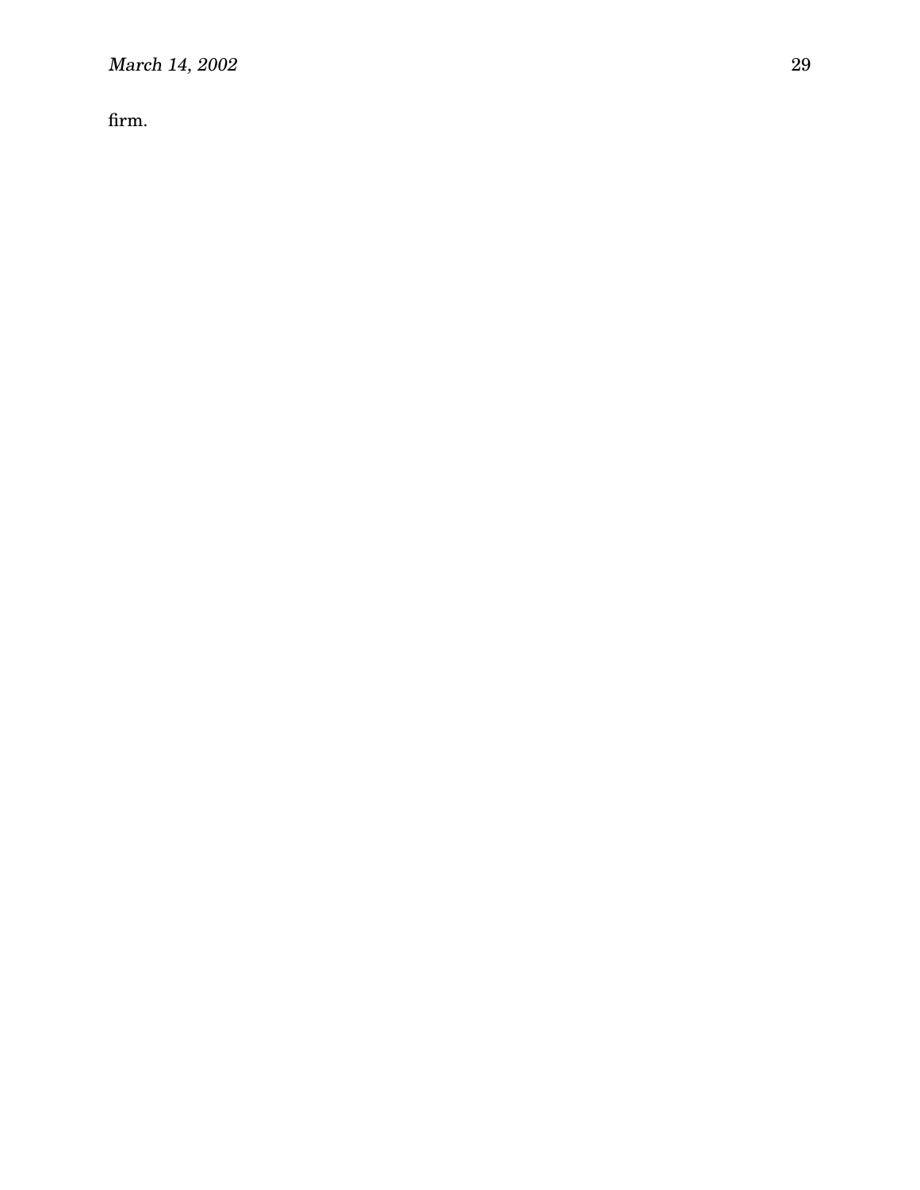firm.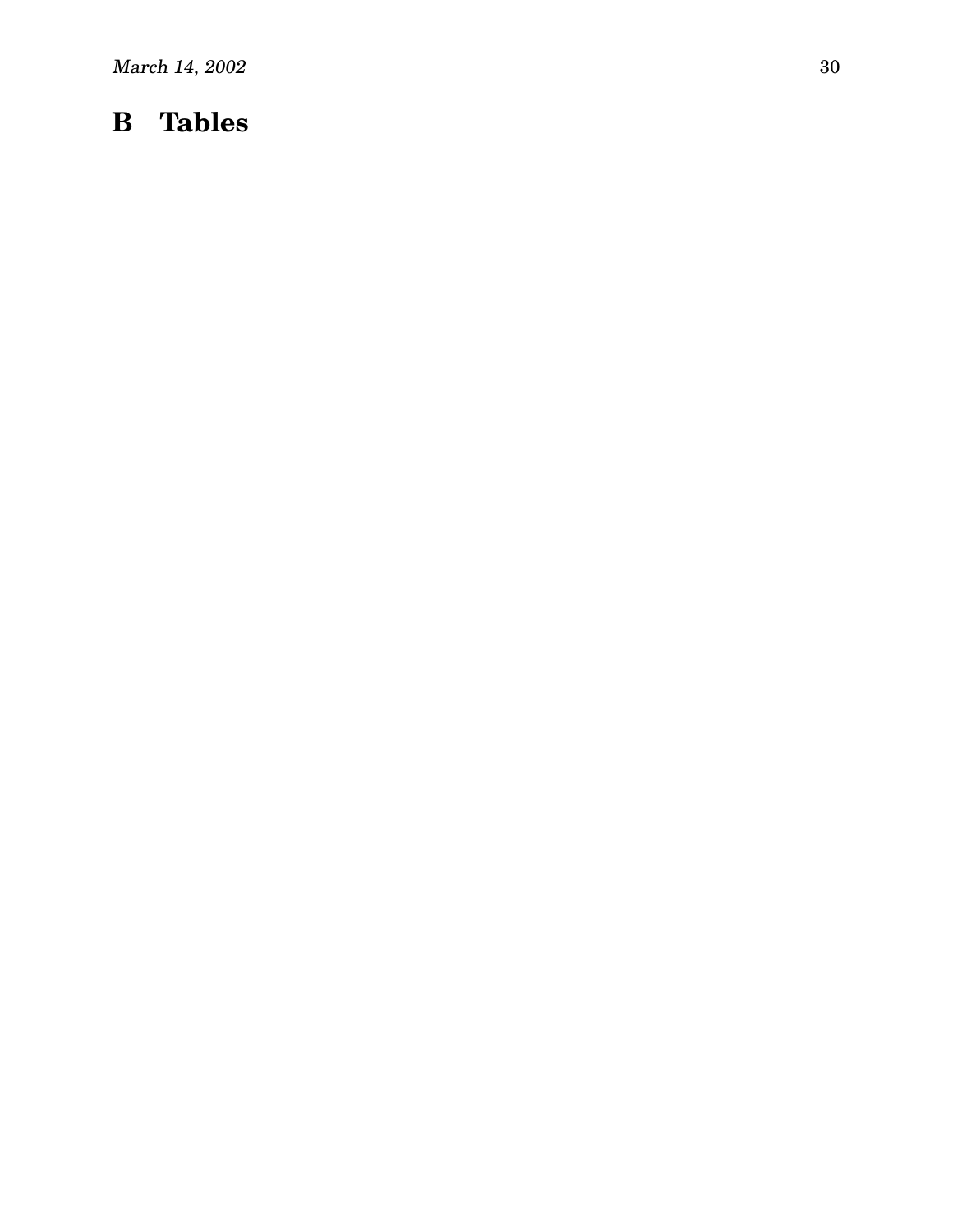# B Tables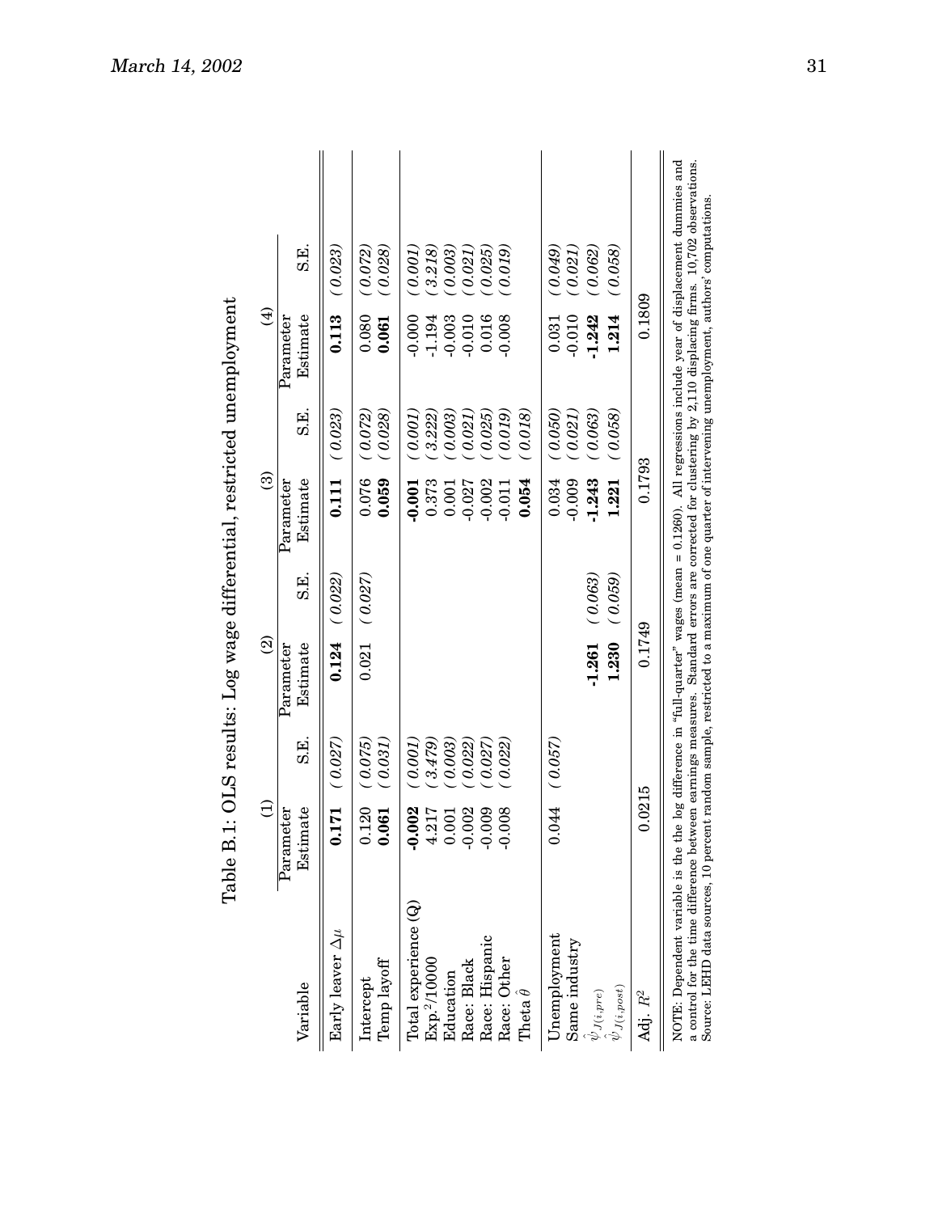# Table B.1: OLS results: Log wage differential, restricted unemployment

| Variable | (1) Parameter Estimate | (1) S.E. | (2) Parameter Estimate | (2) S.E. | (3) Parameter Estimate | (3) S.E. | (4) Parameter Estimate | (4) S.E. |
|---|---|---|---|---|---|---|---|---|
| Early leaver $\Delta\mu$ | **0.171** | *( 0.027)* | **0.124** | *( 0.022)* | **0.111** | *( 0.023)* | **0.113** | *( 0.023)* |
| Intercept | 0.120 | *( 0.075)* | 0.021 | *( 0.027)* | 0.076 | *( 0.072)* | 0.080 | *( 0.072)* |
| Temp layoff | **0.061** | *( 0.031)* | | | **0.059** | *( 0.028)* | **0.061** | *( 0.028)* |
| Total experience (Q) | **-0.002** | *( 0.001)* | | | **-0.001** | *( 0.001)* | -0.000 | *( 0.001)* |
| Exp.$^2$/10000 | 4.217 | *( 3.479)* | | | 0.373 | *( 3.222)* | -1.194 | *( 3.218)* |
| Education | 0.001 | *( 0.003)* | | | 0.001 | *( 0.003)* | -0.003 | *( 0.003)* |
| Race: Black | -0.002 | *( 0.022)* | | | -0.027 | *( 0.021)* | -0.010 | *( 0.021)* |
| Race: Hispanic | -0.009 | *( 0.027)* | | | -0.002 | *( 0.025)* | 0.016 | *( 0.025)* |
| Race: Other | -0.008 | *( 0.022)* | | | -0.011 | *( 0.019)* | -0.008 | *( 0.019)* |
| Theta $\hat{\theta}$ | | | | | **0.054** | *( 0.018)* | | |
| Unemployment | 0.044 | *( 0.057)* | | | 0.034 | *( 0.050)* | 0.031 | *( 0.049)* |
| Same industry | | | | | -0.009 | *( 0.021)* | -0.010 | *( 0.021)* |
| $\hat{\psi}_{J(i,pre)}$ | | | **-1.261** | *( 0.063)* | **-1.243** | *( 0.063)* | **-1.242** | *( 0.062)* |
| $\hat{\psi}_{J(i,post)}$ | | | **1.230** | *( 0.059)* | **1.221** | *( 0.058)* | **1.214** | *( 0.058)* |
| Adj. $R^2$ | 0.0215 | | 0.1749 | | 0.1793 | | 0.1809 | |

NOTE: Dependent variable is the the log difference in "full-quarter" wages (mean = 0.1260). All regressions include year of displacement dummies and a control for the time difference between earnings measures. Standard errors are corrected for clustering by 2,110 displacing firms. 10,702 observations. Source: LEHD data sources, 10 percent random sample, restricted to a maximum of one quarter of intervening unemployment, authors' computations.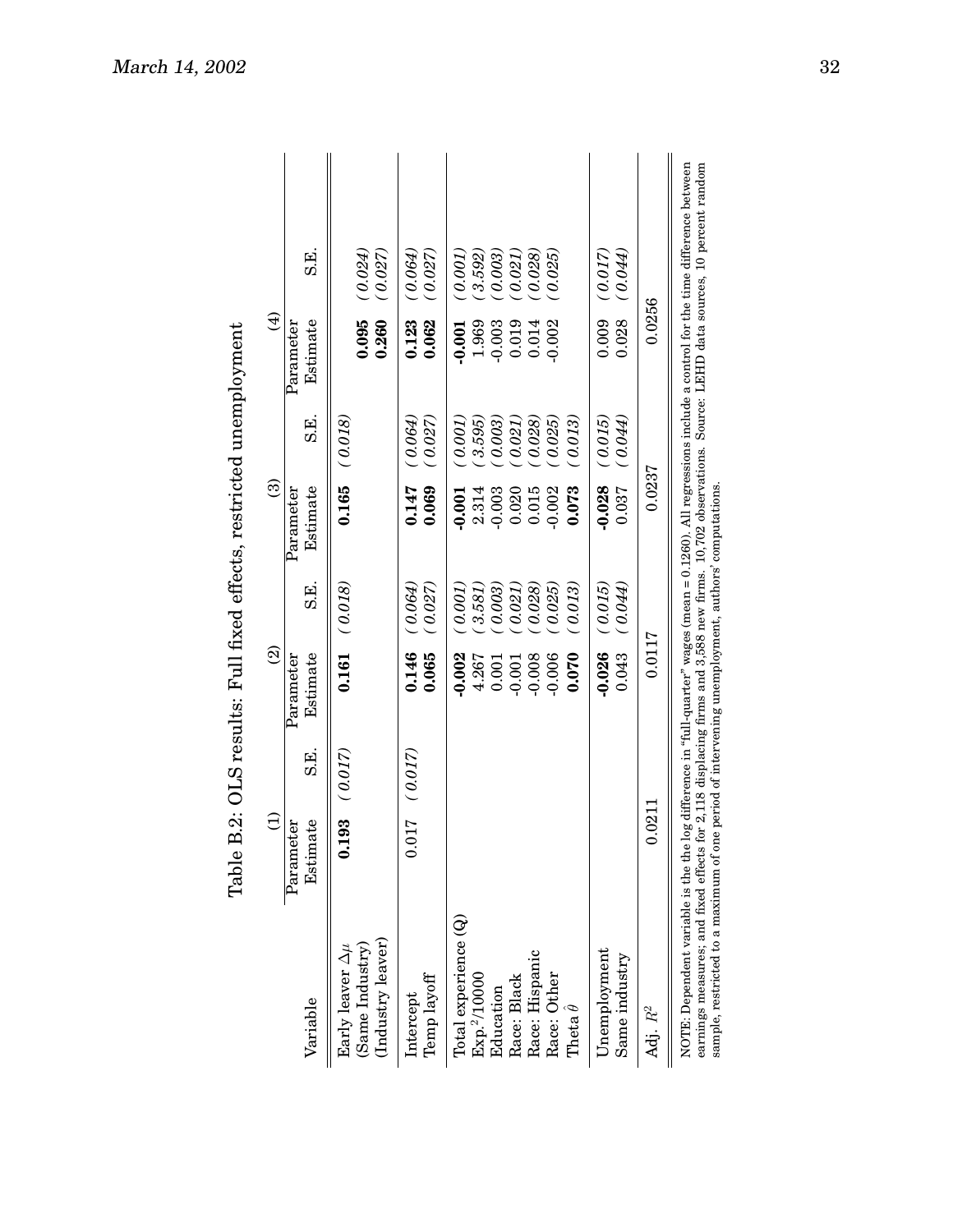Table B.2: OLS results: Full fixed effects, restricted unemployment

| Variable | (1) Parameter Estimate | (1) S.E. | (2) Parameter Estimate | (2) S.E. | (3) Parameter Estimate | (3) S.E. | (4) Parameter Estimate | (4) S.E. |
|---|---|---|---|---|---|---|---|---|
| Early leaver $\Delta\mu$ | **0.193** | *( 0.017)* | **0.161** | *( 0.018)* | **0.165** | *( 0.018)* | | |
| (Same Industry) | | | | | | | **0.095** | *( 0.024)* |
| (Industry leaver) | | | | | | | **0.260** | *( 0.027)* |
| Intercept | 0.017 | *( 0.017)* | **0.146** | *( 0.064)* | **0.147** | *( 0.064)* | **0.123** | *( 0.064)* |
| Temp layoff | | | **0.065** | *( 0.027)* | **0.069** | *( 0.027)* | **0.062** | *( 0.027)* |
| Total experience (Q) | | | **-0.002** | *( 0.001)* | **-0.001** | *( 0.001)* | **-0.001** | *( 0.001)* |
| Exp.$^2$/10000 | | | 4.267 | *( 3.581)* | 2.314 | *( 3.595)* | 1.969 | *( 3.592)* |
| Education | | | 0.001 | *( 0.003)* | -0.003 | *( 0.003)* | -0.003 | *( 0.003)* |
| Race: Black | | | -0.001 | *( 0.021)* | 0.020 | *( 0.021)* | 0.019 | *( 0.021)* |
| Race: Hispanic | | | -0.008 | *( 0.028)* | 0.015 | *( 0.028)* | 0.014 | *( 0.028)* |
| Race: Other | | | -0.006 | *( 0.025)* | -0.002 | *( 0.025)* | -0.002 | *( 0.025)* |
| Theta $\hat{\theta}$ | | | **0.070** | *( 0.013)* | **0.073** | *( 0.013)* | | |
| Unemployment | | | **-0.026** | *( 0.015)* | **-0.028** | *( 0.015)* | 0.009 | *( 0.017)* |
| Same industry | | | 0.043 | *( 0.044)* | 0.037 | *( 0.044)* | 0.028 | *( 0.044)* |
| Adj. $R^2$ | 0.0211 | | 0.0117 | | 0.0237 | | 0.0256 | |

NOTE: Dependent variable is the log difference in "full-quarter" wages (mean = 0.1260). All regressions include a control for the time difference between earnings measures; and fixed effects for 2,118 displacing firms and 3,588 new firms. 10,702 observations. Source: LEHD data sources, 10 percent random sample, restricted to a maximum of one period of intervening unemployment, authors' computations.